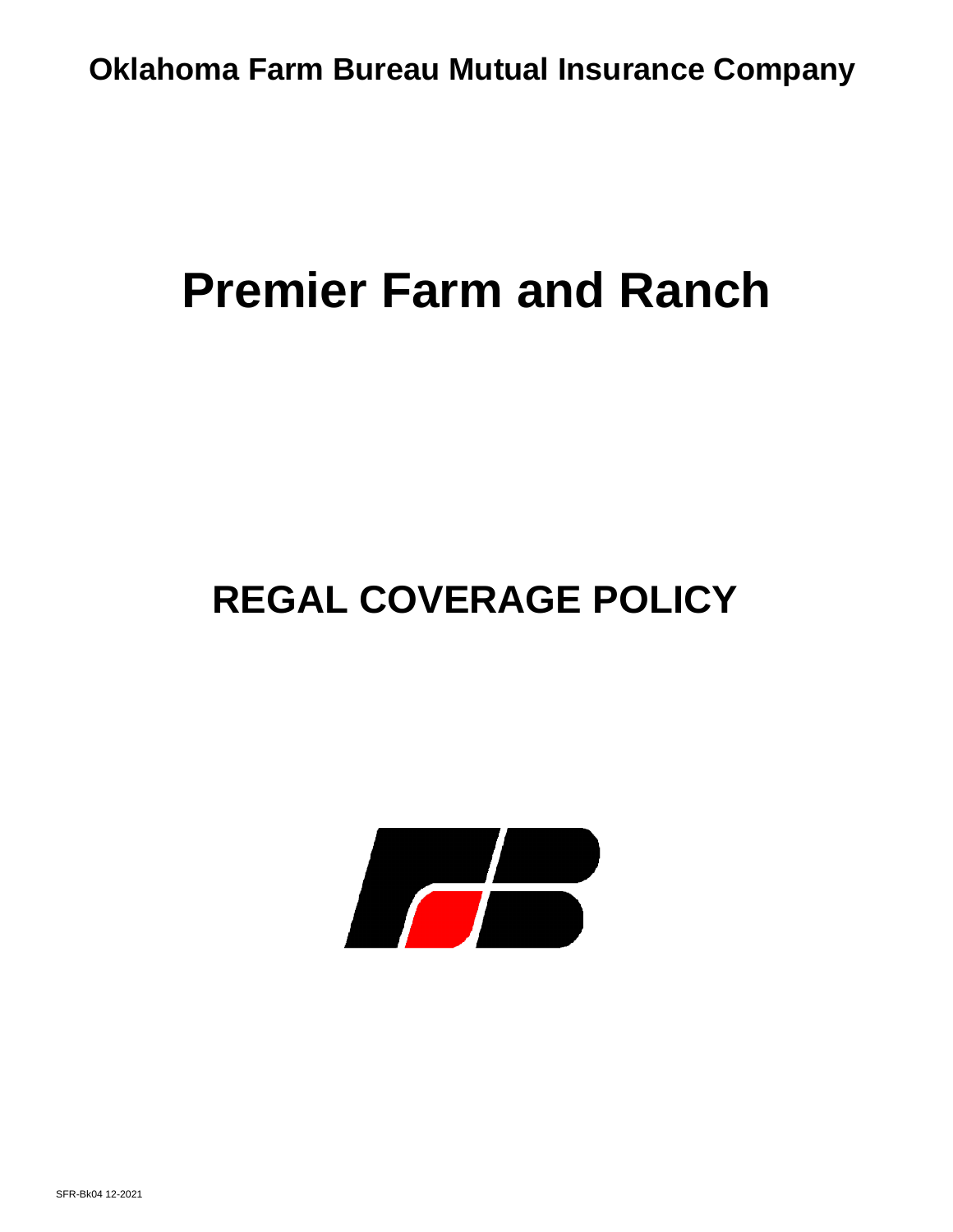**Oklahoma Farm Bureau Mutual Insurance Company**

# Premier Farm and Ranch

## REGAL COVERAGE POLICY

SFR-Bk04 12-2021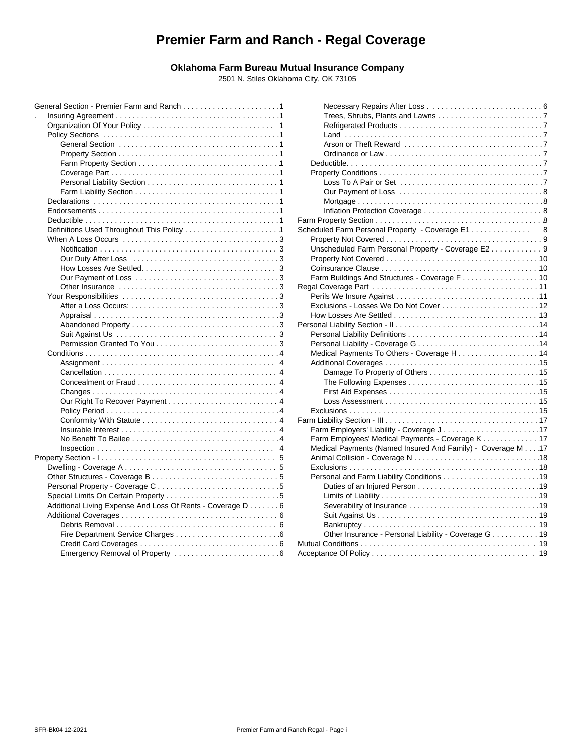# Premier Farm and Ranch - Regal Coverage

**Oklahoma Farm Bureau Mutual Insurance Company**

2501 N. Stiles Oklahoma City, OK 73105

- General Section - Premier Farm and Ranch . . . 1
  - Insuring Agreement . . . 1
  - Organization Of Your Policy . . . 1
  - Policy Sections . . . 1
    - General Section . . . 1
    - Property Section . . . 1
    - Farm Property Section . . . 1
    - Coverage Part . . . 1
    - Personal Liability Section . . . 1
    - Farm Liability Section . . . 1
  - Declarations . . . 1
  - Endorsements . . . 1
  - Deductible . . . 1
  - Definitions Used Throughout This Policy . . . 1
  - When A Loss Occurs . . . 3
    - Notification . . . 3
    - Our Duty After Loss . . . 3
    - How Losses Are Settled. . . . 3
    - Our Payment of Loss . . . 3
    - Other Insurance . . . 3
  - Your Responsibilities . . . 3
    - After a Loss Occurs: . . . 3
    - Appraisal . . . 3
    - Abandoned Property . . . 3
    - Suit Against Us . . . 3
    - Permission Granted To You . . . 3
  - Conditions . . . 4
    - Assignment . . . 4
    - Cancellation . . . 4
    - Concealment or Fraud . . . 4
    - Changes . . . 4
    - Our Right To Recover Payment . . . 4
    - Policy Period . . . 4
    - Conformity With Statute . . . 4
    - Insurable Interest . . . 4
    - No Benefit To Bailee . . . 4
    - Inspection . . . 4
- Property Section - I . . . 5
  - Dwelling - Coverage A . . . 5
  - Other Structures - Coverage B . . . 5
  - Personal Property - Coverage C . . . 5
  - Special Limits On Certain Property . . . 5
  - Additional Living Expense And Loss Of Rents - Coverage D . . . 6
  - Additional Coverages . . . 6
    - Debris Removal . . . 6
    - Fire Department Service Charges . . . 6
    - Credit Card Coverages . . . 6
    - Emergency Removal of Property . . . 6
    - Necessary Repairs After Loss . . . 6
    - Trees, Shrubs, Plants and Lawns . . . 7
    - Refrigerated Products . . . 7
    - Land . . . 7
    - Arson or Theft Reward . . . 7
    - Ordinance or Law . . . 7
  - Deductible. . . . 7
  - Property Conditions . . . 7
    - Loss To A Pair or Set . . . 7
    - Our Payment of Loss . . . 8
    - Mortgage . . . 8
    - Inflation Protection Coverage . . . 8
- Farm Property Section . . . 8
- Scheduled Farm Personal Property - Coverage E1 . . . 8
  - Property Not Covered . . . 9
  - Unscheduled Farm Personal Property - Coverage E2 . . . 9
  - Property Not Covered . . . 10
  - Coinsurance Clause . . . 10
  - Farm Buildings And Structures - Coverage F . . . 10
- Regal Coverage Part . . . 11
  - Perils We Insure Against . . . 11
  - Exclusions - Losses We Do Not Cover . . . 12
  - How Losses Are Settled . . . 13
- Personal Liability Section - II . . . 14
  - Personal Liability Definitions . . . 14
  - Personal Liability - Coverage G . . . 14
  - Medical Payments To Others - Coverage H . . . 14
  - Additional Coverages . . . 15
    - Damage To Property of Others . . . 15
    - The Following Expenses . . . 15
    - First Aid Expenses . . . 15
    - Loss Assessment . . . 15
  - Exclusions . . . 15
- Farm Liability Section - III . . . 17
  - Farm Employers' Liability - Coverage J . . . 17
  - Farm Employees' Medical Payments - Coverage K . . . 17
  - Medical Payments (Named Insured And Family) - Coverage M . . . 17
  - Animal Collision - Coverage N . . . 18
  - Exclusions . . . 18
  - Personal and Farm Liability Conditions . . . 19
    - Duties of an Injured Person . . . 19
    - Limits of Liability . . . 19
    - Severability of Insurance . . . 19
    - Suit Against Us . . . 19
    - Bankruptcy . . . 19
    - Other Insurance - Personal Liability - Coverage G . . . 19
- Mutual Conditions . . . 19
- Acceptance Of Policy . . . 19

SFR-Bk04 12-2021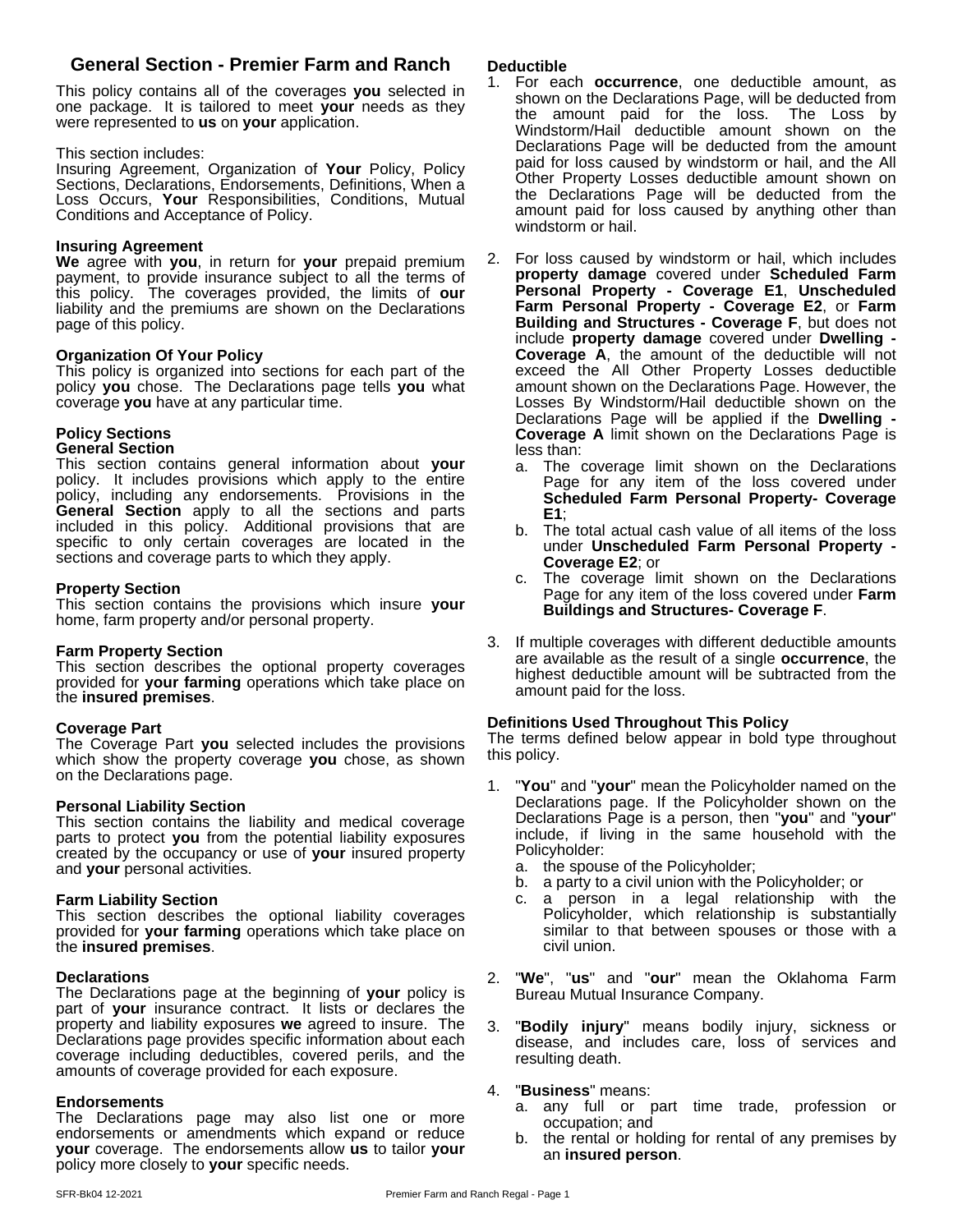## General Section - Premier Farm and Ranch

This policy contains all of the coverages **you** selected in one package. It is tailored to meet **your** needs as they were represented to **us** on **your** application.

This section includes:
Insuring Agreement, Organization of **Your** Policy, Policy Sections, Declarations, Endorsements, Definitions, When a Loss Occurs, **Your** Responsibilities, Conditions, Mutual Conditions and Acceptance of Policy.

### Insuring Agreement

**We** agree with **you**, in return for **your** prepaid premium payment, to provide insurance subject to all the terms of this policy. The coverages provided, the limits of **our** liability and the premiums are shown on the Declarations page of this policy.

### Organization Of Your Policy

This policy is organized into sections for each part of the policy **you** chose. The Declarations page tells **you** what coverage **you** have at any particular time.

### Policy Sections

#### General Section

This section contains general information about **your** policy. It includes provisions which apply to the entire policy, including any endorsements. Provisions in the **General Section** apply to all the sections and parts included in this policy. Additional provisions that are specific to only certain coverages are located in the sections and coverage parts to which they apply.

#### Property Section

This section contains the provisions which insure **your** home, farm property and/or personal property.

#### Farm Property Section

This section describes the optional property coverages provided for **your farming** operations which take place on the **insured premises**.

#### Coverage Part

The Coverage Part **you** selected includes the provisions which show the property coverage **you** chose, as shown on the Declarations page.

#### Personal Liability Section

This section contains the liability and medical coverage parts to protect **you** from the potential liability exposures created by the occupancy or use of **your** insured property and **your** personal activities.

#### Farm Liability Section

This section describes the optional liability coverages provided for **your farming** operations which take place on the **insured premises**.

### Declarations

The Declarations page at the beginning of **your** policy is part of **your** insurance contract. It lists or declares the property and liability exposures **we** agreed to insure. The Declarations page provides specific information about each coverage including deductibles, covered perils, and the amounts of coverage provided for each exposure.

### Endorsements

The Declarations page may also list one or more endorsements or amendments which expand or reduce **your** coverage. The endorsements allow **us** to tailor **your** policy more closely to **your** specific needs.

### Deductible

1. For each **occurrence**, one deductible amount, as shown on the Declarations Page, will be deducted from the amount paid for the loss. The Loss by Windstorm/Hail deductible amount shown on the Declarations Page will be deducted from the amount paid for loss caused by windstorm or hail, and the All Other Property Losses deductible amount shown on the Declarations Page will be deducted from the amount paid for loss caused by anything other than windstorm or hail.

2. For loss caused by windstorm or hail, which includes **property damage** covered under **Scheduled Farm Personal Property - Coverage E1**, **Unscheduled Farm Personal Property - Coverage E2**, or **Farm Building and Structures - Coverage F**, but does not include **property damage** covered under **Dwelling - Coverage A**, the amount of the deductible will not exceed the All Other Property Losses deductible amount shown on the Declarations Page. However, the Losses By Windstorm/Hail deductible shown on the Declarations Page will be applied if the **Dwelling - Coverage A** limit shown on the Declarations Page is less than:
   a. The coverage limit shown on the Declarations Page for any item of the loss covered under **Scheduled Farm Personal Property- Coverage E1**;
   b. The total actual cash value of all items of the loss under **Unscheduled Farm Personal Property - Coverage E2**; or
   c. The coverage limit shown on the Declarations Page for any item of the loss covered under **Farm Buildings and Structures- Coverage F**.

3. If multiple coverages with different deductible amounts are available as the result of a single **occurrence**, the highest deductible amount will be subtracted from the amount paid for the loss.

### Definitions Used Throughout This Policy

The terms defined below appear in bold type throughout this policy.

1. "**You**" and "**your**" mean the Policyholder named on the Declarations page. If the Policyholder shown on the Declarations Page is a person, then "**you**" and "**your**" include, if living in the same household with the Policyholder:
   a. the spouse of the Policyholder;
   b. a party to a civil union with the Policyholder; or
   c. a person in a legal relationship with the Policyholder, which relationship is substantially similar to that between spouses or those with a civil union.

2. "**We**", "**us**" and "**our**" mean the Oklahoma Farm Bureau Mutual Insurance Company.

3. "**Bodily injury**" means bodily injury, sickness or disease, and includes care, loss of services and resulting death.

4. "**Business**" means:
   a. any full or part time trade, profession or occupation; and
   b. the rental or holding for rental of any premises by an **insured person**.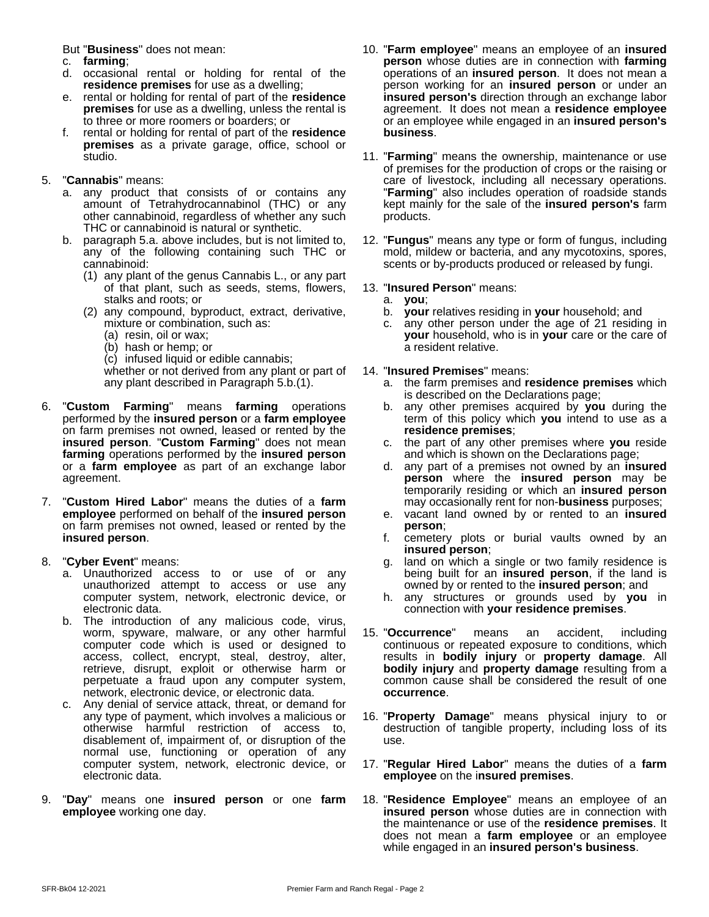But "**Business**" does not mean:

c. **farming**;
d. occasional rental or holding for rental of the **residence premises** for use as a dwelling;
e. rental or holding for rental of part of the **residence premises** for use as a dwelling, unless the rental is to three or more roomers or boarders; or
f. rental or holding for rental of part of the **residence premises** as a private garage, office, school or studio.

5. "**Cannabis**" means:
   a. any product that consists of or contains any amount of Tetrahydrocannabinol (THC) or any other cannabinoid, regardless of whether any such THC or cannabinoid is natural or synthetic.
   b. paragraph 5.a. above includes, but is not limited to, any of the following containing such THC or cannabinoid:
      (1) any plant of the genus Cannabis L., or any part of that plant, such as seeds, stems, flowers, stalks and roots; or
      (2) any compound, byproduct, extract, derivative, mixture or combination, such as:
         (a) resin, oil or wax;
         (b) hash or hemp; or
         (c) infused liquid or edible cannabis;

      whether or not derived from any plant or part of any plant described in Paragraph 5.b.(1).

6. "**Custom Farming**" means **farming** operations performed by the **insured person** or a **farm employee** on farm premises not owned, leased or rented by the **insured person**. "**Custom Farming**" does not mean **farming** operations performed by the **insured person** or a **farm employee** as part of an exchange labor agreement.

7. "**Custom Hired Labor**" means the duties of a **farm employee** performed on behalf of the **insured person** on farm premises not owned, leased or rented by the **insured person**.

8. "**Cyber Event**" means:
   a. Unauthorized access to or use of or any unauthorized attempt to access or use any computer system, network, electronic device, or electronic data.
   b. The introduction of any malicious code, virus, worm, spyware, malware, or any other harmful computer code which is used or designed to access, collect, encrypt, steal, destroy, alter, retrieve, disrupt, exploit or otherwise harm or perpetuate a fraud upon any computer system, network, electronic device, or electronic data.
   c. Any denial of service attack, threat, or demand for any type of payment, which involves a malicious or otherwise harmful restriction of access to, disablement of, impairment of, or disruption of the normal use, functioning or operation of any computer system, network, electronic device, or electronic data.

9. "**Day**" means one **insured person** or one **farm employee** working one day.

10. "**Farm employee**" means an employee of an **insured person** whose duties are in connection with **farming** operations of an **insured person**. It does not mean a person working for an **insured person** or under an **insured person's** direction through an exchange labor agreement. It does not mean a **residence employee** or an employee while engaged in an **insured person's business**.

11. "**Farming**" means the ownership, maintenance or use of premises for the production of crops or the raising or care of livestock, including all necessary operations. "**Farming**" also includes operation of roadside stands kept mainly for the sale of the **insured person's** farm products.

12. "**Fungus**" means any type or form of fungus, including mold, mildew or bacteria, and any mycotoxins, spores, scents or by-products produced or released by fungi.

13. "**Insured Person**" means:
    a. **you**;
    b. **your** relatives residing in **your** household; and
    c. any other person under the age of 21 residing in **your** household, who is in **your** care or the care of a resident relative.

14. "**Insured Premises**" means:
    a. the farm premises and **residence premises** which is described on the Declarations page;
    b. any other premises acquired by **you** during the term of this policy which **you** intend to use as a **residence premises**;
    c. the part of any other premises where **you** reside and which is shown on the Declarations page;
    d. any part of a premises not owned by an **insured person** where the **insured person** may be temporarily residing or which an **insured person** may occasionally rent for non-**business** purposes;
    e. vacant land owned by or rented to an **insured person**;
    f. cemetery plots or burial vaults owned by an **insured person**;
    g. land on which a single or two family residence is being built for an **insured person**, if the land is owned by or rented to the **insured person**; and
    h. any structures or grounds used by **you** in connection with **your residence premises**.

15. "**Occurrence**" means an accident, including continuous or repeated exposure to conditions, which results in **bodily injury** or **property damage**. All **bodily injury** and **property damage** resulting from a common cause shall be considered the result of one **occurrence**.

16. "**Property Damage**" means physical injury to or destruction of tangible property, including loss of its use.

17. "**Regular Hired Labor**" means the duties of a **farm employee** on the **insured premises**.

18. "**Residence Employee**" means an employee of an **insured person** whose duties are in connection with the maintenance or use of the **residence premises**. It does not mean a **farm employee** or an employee while engaged in an **insured person's business**.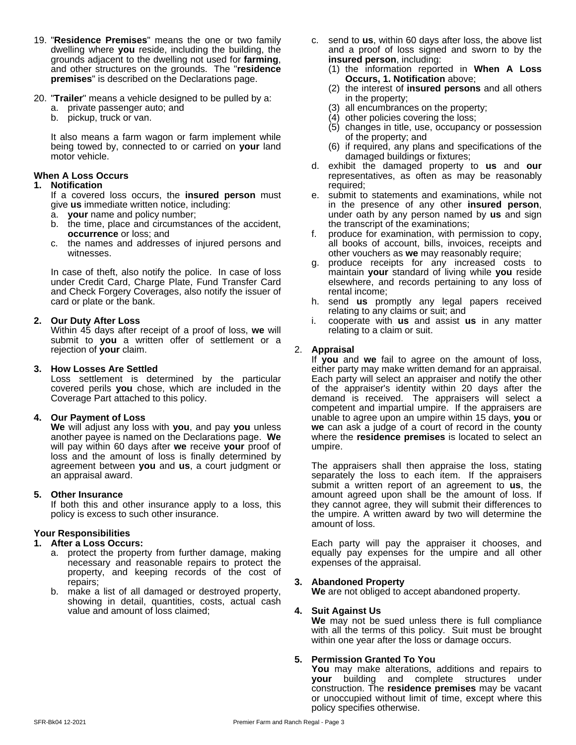19. "**Residence Premises**" means the one or two family dwelling where **you** reside, including the building, the grounds adjacent to the dwelling not used for **farming**, and other structures on the grounds. The "**residence premises**" is described on the Declarations page.

20. "**Trailer**" means a vehicle designed to be pulled by a:
    a. private passenger auto; and
    b. pickup, truck or van.

    It also means a farm wagon or farm implement while being towed by, connected to or carried on **your** land motor vehicle.

**When A Loss Occurs**

**1. Notification**

If a covered loss occurs, the **insured person** must give **us** immediate written notice, including:

a. **your** name and policy number;
b. the time, place and circumstances of the accident, **occurrence** or loss; and
c. the names and addresses of injured persons and witnesses.

In case of theft, also notify the police. In case of loss under Credit Card, Charge Plate, Fund Transfer Card and Check Forgery Coverages, also notify the issuer of card or plate or the bank.

**2. Our Duty After Loss**

Within 45 days after receipt of a proof of loss, **we** will submit to **you** a written offer of settlement or a rejection of **your** claim.

**3. How Losses Are Settled**

Loss settlement is determined by the particular covered perils **you** chose, which are included in the Coverage Part attached to this policy.

**4. Our Payment of Loss**

**We** will adjust any loss with **you**, and pay **you** unless another payee is named on the Declarations page. **We** will pay within 60 days after **we** receive **your** proof of loss and the amount of loss is finally determined by agreement between **you** and **us**, a court judgment or an appraisal award.

**5. Other Insurance**

If both this and other insurance apply to a loss, this policy is excess to such other insurance.

**Your Responsibilities**

**1. After a Loss Occurs:**

a. protect the property from further damage, making necessary and reasonable repairs to protect the property, and keeping records of the cost of repairs;
b. make a list of all damaged or destroyed property, showing in detail, quantities, costs, actual cash value and amount of loss claimed;
c. send to **us**, within 60 days after loss, the above list and a proof of loss signed and sworn to by the **insured person**, including:
   (1) the information reported in **When A Loss Occurs, 1. Notification** above;
   (2) the interest of **insured persons** and all others in the property;
   (3) all encumbrances on the property;
   (4) other policies covering the loss;
   (5) changes in title, use, occupancy or possession of the property; and
   (6) if required, any plans and specifications of the damaged buildings or fixtures;
d. exhibit the damaged property to **us** and **our** representatives, as often as may be reasonably required;
e. submit to statements and examinations, while not in the presence of any other **insured person**, under oath by any person named by **us** and sign the transcript of the examinations;
f. produce for examination, with permission to copy, all books of account, bills, invoices, receipts and other vouchers as **we** may reasonably require;
g. produce receipts for any increased costs to maintain **your** standard of living while **you** reside elsewhere, and records pertaining to any loss of rental income;
h. send **us** promptly any legal papers received relating to any claims or suit; and
i. cooperate with **us** and assist **us** in any matter relating to a claim or suit.

**2. Appraisal**

If **you** and **we** fail to agree on the amount of loss, either party may make written demand for an appraisal. Each party will select an appraiser and notify the other of the appraiser's identity within 20 days after the demand is received. The appraisers will select a competent and impartial umpire. If the appraisers are unable to agree upon an umpire within 15 days, **you** or **we** can ask a judge of a court of record in the county where the **residence premises** is located to select an umpire.

The appraisers shall then appraise the loss, stating separately the loss to each item. If the appraisers submit a written report of an agreement to **us**, the amount agreed upon shall be the amount of loss. If they cannot agree, they will submit their differences to the umpire. A written award by two will determine the amount of loss.

Each party will pay the appraiser it chooses, and equally pay expenses for the umpire and all other expenses of the appraisal.

**3. Abandoned Property**

**We** are not obliged to accept abandoned property.

**4. Suit Against Us**

**We** may not be sued unless there is full compliance with all the terms of this policy. Suit must be brought within one year after the loss or damage occurs.

**5. Permission Granted To You**

**You** may make alterations, additions and repairs to **your** building and complete structures under construction. The **residence premises** may be vacant or unoccupied without limit of time, except where this policy specifies otherwise.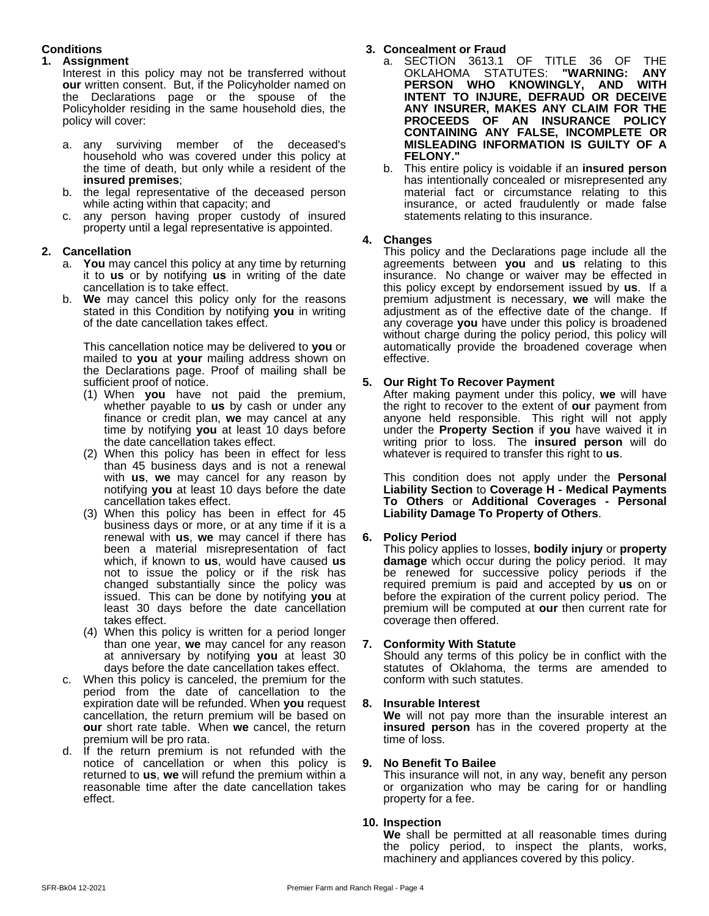## Conditions

### 1. Assignment

Interest in this policy may not be transferred without **our** written consent. But, if the Policyholder named on the Declarations page or the spouse of the Policyholder residing in the same household dies, the policy will cover:

a. any surviving member of the deceased's household who was covered under this policy at the time of death, but only while a resident of the **insured premises**;
b. the legal representative of the deceased person while acting within that capacity; and
c. any person having proper custody of insured property until a legal representative is appointed.

### 2. Cancellation

a. **You** may cancel this policy at any time by returning it to **us** or by notifying **us** in writing of the date cancellation is to take effect.
b. **We** may cancel this policy only for the reasons stated in this Condition by notifying **you** in writing of the date cancellation takes effect.

   This cancellation notice may be delivered to **you** or mailed to **you** at **your** mailing address shown on the Declarations page. Proof of mailing shall be sufficient proof of notice.

   (1) When **you** have not paid the premium, whether payable to **us** by cash or under any finance or credit plan, **we** may cancel at any time by notifying **you** at least 10 days before the date cancellation takes effect.
   (2) When this policy has been in effect for less than 45 business days and is not a renewal with **us**, **we** may cancel for any reason by notifying **you** at least 10 days before the date cancellation takes effect.
   (3) When this policy has been in effect for 45 business days or more, or at any time if it is a renewal with **us**, **we** may cancel if there has been a material misrepresentation of fact which, if known to **us**, would have caused **us** not to issue the policy or if the risk has changed substantially since the policy was issued. This can be done by notifying **you** at least 30 days before the date cancellation takes effect.
   (4) When this policy is written for a period longer than one year, **we** may cancel for any reason at anniversary by notifying **you** at least 30 days before the date cancellation takes effect.

c. When this policy is canceled, the premium for the period from the date of cancellation to the expiration date will be refunded. When **you** request cancellation, the return premium will be based on **our** short rate table. When **we** cancel, the return premium will be pro rata.
d. If the return premium is not refunded with the notice of cancellation or when this policy is returned to **us**, **we** will refund the premium within a reasonable time after the date cancellation takes effect.

### 3. Concealment or Fraud

a. SECTION 3613.1 OF TITLE 36 OF THE OKLAHOMA STATUTES: **"WARNING: ANY PERSON WHO KNOWINGLY, AND WITH INTENT TO INJURE, DEFRAUD OR DECEIVE ANY INSURER, MAKES ANY CLAIM FOR THE PROCEEDS OF AN INSURANCE POLICY CONTAINING ANY FALSE, INCOMPLETE OR MISLEADING INFORMATION IS GUILTY OF A FELONY."**
b. This entire policy is voidable if an **insured person** has intentionally concealed or misrepresented any material fact or circumstance relating to this insurance, or acted fraudulently or made false statements relating to this insurance.

### 4. Changes

This policy and the Declarations page include all the agreements between **you** and **us** relating to this insurance. No change or waiver may be effected in this policy except by endorsement issued by **us**. If a premium adjustment is necessary, **we** will make the adjustment as of the effective date of the change. If any coverage **you** have under this policy is broadened without charge during the policy period, this policy will automatically provide the broadened coverage when effective.

### 5. Our Right To Recover Payment

After making payment under this policy, **we** will have the right to recover to the extent of **our** payment from anyone held responsible. This right will not apply under the **Property Section** if **you** have waived it in writing prior to loss. The **insured person** will do whatever is required to transfer this right to **us**.

This condition does not apply under the **Personal Liability Section** to **Coverage H - Medical Payments To Others** or **Additional Coverages - Personal Liability Damage To Property of Others**.

### 6. Policy Period

This policy applies to losses, **bodily injury** or **property damage** which occur during the policy period. It may be renewed for successive policy periods if the required premium is paid and accepted by **us** on or before the expiration of the current policy period. The premium will be computed at **our** then current rate for coverage then offered.

### 7. Conformity With Statute

Should any terms of this policy be in conflict with the statutes of Oklahoma, the terms are amended to conform with such statutes.

### 8. Insurable Interest

**We** will not pay more than the insurable interest an **insured person** has in the covered property at the time of loss.

### 9. No Benefit To Bailee

This insurance will not, in any way, benefit any person or organization who may be caring for or handling property for a fee.

### 10. Inspection

**We** shall be permitted at all reasonable times during the policy period, to inspect the plants, works, machinery and appliances covered by this policy.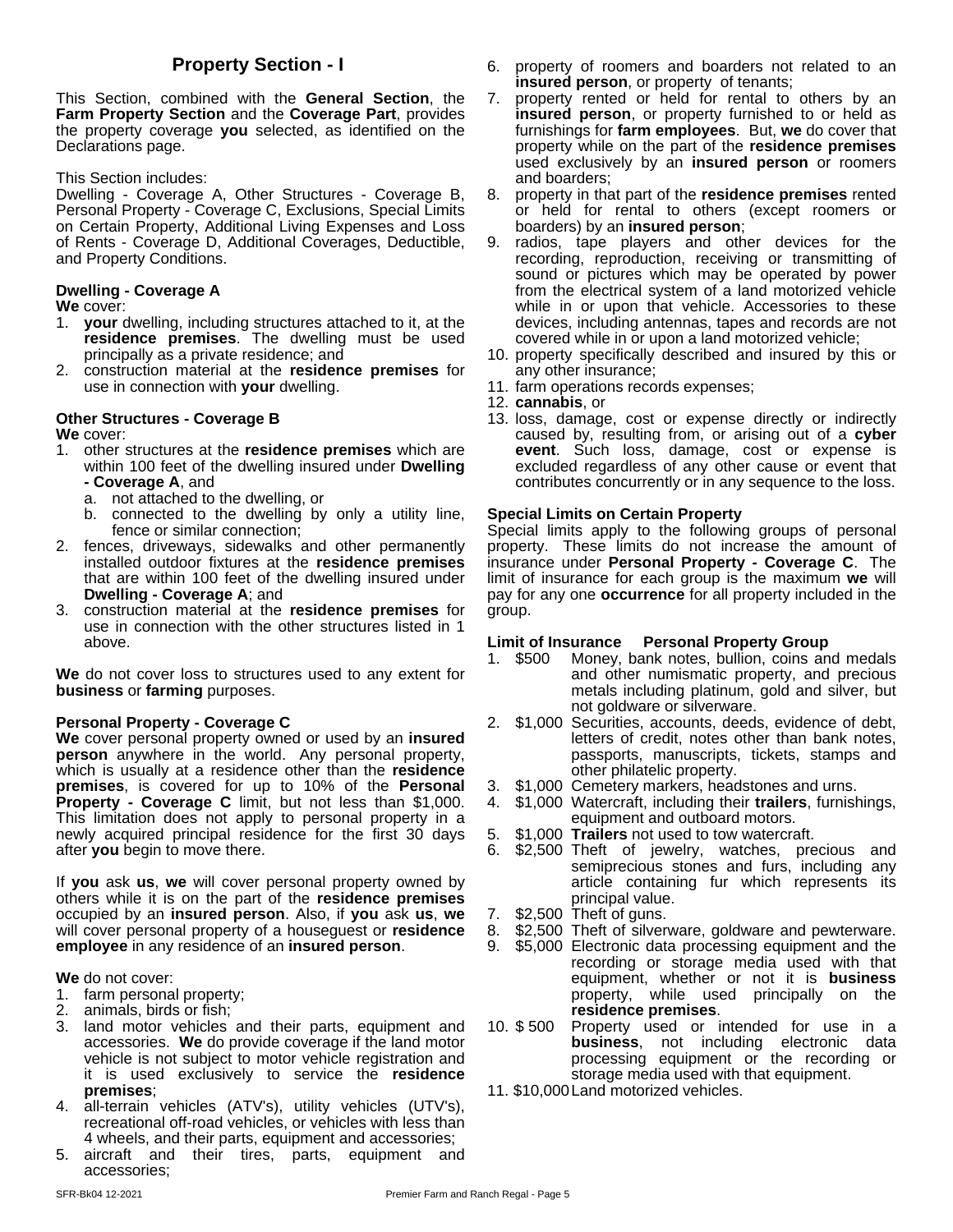## Property Section - I

This Section, combined with the **General Section**, the **Farm Property Section** and the **Coverage Part**, provides the property coverage **you** selected, as identified on the Declarations page.

This Section includes:
Dwelling - Coverage A, Other Structures - Coverage B, Personal Property - Coverage C, Exclusions, Special Limits on Certain Property, Additional Living Expenses and Loss of Rents - Coverage D, Additional Coverages, Deductible, and Property Conditions.

### Dwelling - Coverage A

**We** cover:

1. **your** dwelling, including structures attached to it, at the **residence premises**. The dwelling must be used principally as a private residence; and
2. construction material at the **residence premises** for use in connection with **your** dwelling.

### Other Structures - Coverage B

**We** cover:

1. other structures at the **residence premises** which are within 100 feet of the dwelling insured under **Dwelling - Coverage A**, and
   a. not attached to the dwelling, or
   b. connected to the dwelling by only a utility line, fence or similar connection;
2. fences, driveways, sidewalks and other permanently installed outdoor fixtures at the **residence premises** that are within 100 feet of the dwelling insured under **Dwelling - Coverage A**; and
3. construction material at the **residence premises** for use in connection with the other structures listed in 1 above.

**We** do not cover loss to structures used to any extent for **business** or **farming** purposes.

### Personal Property - Coverage C

**We** cover personal property owned or used by an **insured person** anywhere in the world. Any personal property, which is usually at a residence other than the **residence premises**, is covered for up to 10% of the **Personal Property - Coverage C** limit, but not less than $1,000. This limitation does not apply to personal property in a newly acquired principal residence for the first 30 days after **you** begin to move there.

If **you** ask **us**, **we** will cover personal property owned by others while it is on the part of the **residence premises** occupied by an **insured person**. Also, if **you** ask **us**, **we** will cover personal property of a houseguest or **residence employee** in any residence of an **insured person**.

**We** do not cover:

1. farm personal property;
2. animals, birds or fish;
3. land motor vehicles and their parts, equipment and accessories. **We** do provide coverage if the land motor vehicle is not subject to motor vehicle registration and it is used exclusively to service the **residence premises**;
4. all-terrain vehicles (ATV's), utility vehicles (UTV's), recreational off-road vehicles, or vehicles with less than 4 wheels, and their parts, equipment and accessories;
5. aircraft and their tires, parts, equipment and accessories;
6. property of roomers and boarders not related to an **insured person**, or property of tenants;
7. property rented or held for rental to others by an **insured person**, or property furnished to or held as furnishings for **farm employees**. But, **we** do cover that property while on the part of the **residence premises** used exclusively by an **insured person** or roomers and boarders;
8. property in that part of the **residence premises** rented or held for rental to others (except roomers or boarders) by an **insured person**;
9. radios, tape players and other devices for the recording, reproduction, receiving or transmitting of sound or pictures which may be operated by power from the electrical system of a land motorized vehicle while in or upon that vehicle. Accessories to these devices, including antennas, tapes and records are not covered while in or upon a land motorized vehicle;
10. property specifically described and insured by this or any other insurance;
11. farm operations records expenses;
12. **cannabis**, or
13. loss, damage, cost or expense directly or indirectly caused by, resulting from, or arising out of a **cyber event**. Such loss, damage, cost or expense is excluded regardless of any other cause or event that contributes concurrently or in any sequence to the loss.

### Special Limits on Certain Property

Special limits apply to the following groups of personal property. These limits do not increase the amount of insurance under **Personal Property - Coverage C**. The limit of insurance for each group is the maximum **we** will pay for any one **occurrence** for all property included in the group.

| | Limit of Insurance | Personal Property Group |
|---|---|---|
| 1. | $500 | Money, bank notes, bullion, coins and medals and other numismatic property, and precious metals including platinum, gold and silver, but not goldware or silverware. |
| 2. | $1,000 | Securities, accounts, deeds, evidence of debt, letters of credit, notes other than bank notes, passports, manuscripts, tickets, stamps and other philatelic property. |
| 3. | $1,000 | Cemetery markers, headstones and urns. |
| 4. | $1,000 | Watercraft, including their **trailers**, furnishings, equipment and outboard motors. |
| 5. | $1,000 | **Trailers** not used to tow watercraft. |
| 6. | $2,500 | Theft of jewelry, watches, precious and semiprecious stones and furs, including any article containing fur which represents its principal value. |
| 7. | $2,500 | Theft of guns. |
| 8. | $2,500 | Theft of silverware, goldware and pewterware. |
| 9. | $5,000 | Electronic data processing equipment and the recording or storage media used with that equipment, whether or not it is **business** property, while used principally on the **residence premises**. |
| 10. | $ 500 | Property used or intended for use in a **business**, not including electronic data processing equipment or the recording or storage media used with that equipment. |
| 11. | $10,000 | Land motorized vehicles. |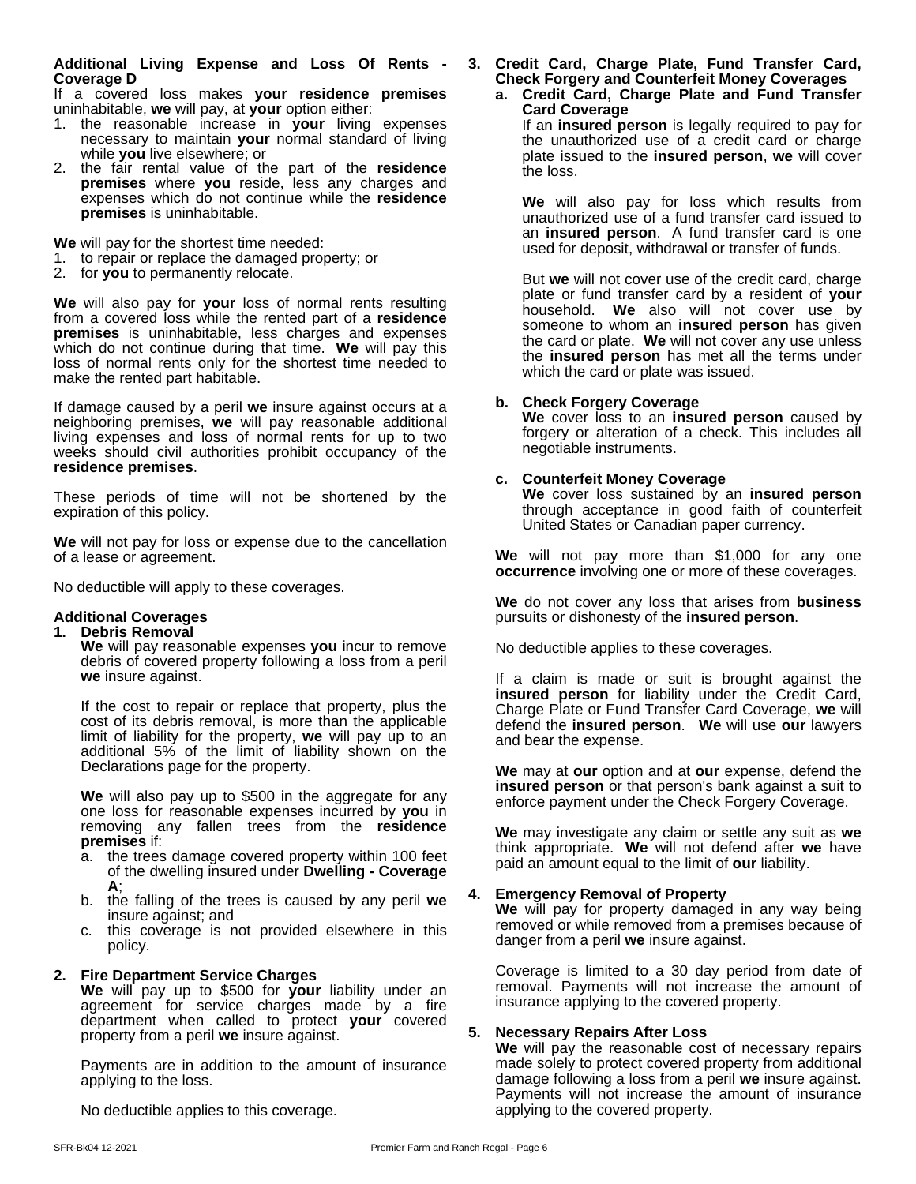**Additional Living Expense and Loss Of Rents - Coverage D**

If a covered loss makes **your residence premises** uninhabitable, **we** will pay, at **your** option either:

1. the reasonable increase in **your** living expenses necessary to maintain **your** normal standard of living while **you** live elsewhere; or
2. the fair rental value of the part of the **residence premises** where **you** reside, less any charges and expenses which do not continue while the **residence premises** is uninhabitable.

**We** will pay for the shortest time needed:

1. to repair or replace the damaged property; or
2. for **you** to permanently relocate.

**We** will also pay for **your** loss of normal rents resulting from a covered loss while the rented part of a **residence premises** is uninhabitable, less charges and expenses which do not continue during that time. **We** will pay this loss of normal rents only for the shortest time needed to make the rented part habitable.

If damage caused by a peril **we** insure against occurs at a neighboring premises, **we** will pay reasonable additional living expenses and loss of normal rents for up to two weeks should civil authorities prohibit occupancy of the **residence premises**.

These periods of time will not be shortened by the expiration of this policy.

**We** will not pay for loss or expense due to the cancellation of a lease or agreement.

No deductible will apply to these coverages.

**Additional Coverages**

1. **Debris Removal**

   **We** will pay reasonable expenses **you** incur to remove debris of covered property following a loss from a peril **we** insure against.

   If the cost to repair or replace that property, plus the cost of its debris removal, is more than the applicable limit of liability for the property, **we** will pay up to an additional 5% of the limit of liability shown on the Declarations page for the property.

   **We** will also pay up to $500 in the aggregate for any one loss for reasonable expenses incurred by **you** in removing any fallen trees from the **residence premises** if:

   a. the trees damage covered property within 100 feet of the dwelling insured under **Dwelling - Coverage A**;
   b. the falling of the trees is caused by any peril **we** insure against; and
   c. this coverage is not provided elsewhere in this policy.

2. **Fire Department Service Charges**

   **We** will pay up to $500 for **your** liability under an agreement for service charges made by a fire department when called to protect **your** covered property from a peril **we** insure against.

   Payments are in addition to the amount of insurance applying to the loss.

   No deductible applies to this coverage.

3. **Credit Card, Charge Plate, Fund Transfer Card, Check Forgery and Counterfeit Money Coverages**

   a. **Credit Card, Charge Plate and Fund Transfer Card Coverage**

   If an **insured person** is legally required to pay for the unauthorized use of a credit card or charge plate issued to the **insured person**, **we** will cover the loss.

   **We** will also pay for loss which results from unauthorized use of a fund transfer card issued to an **insured person**. A fund transfer card is one used for deposit, withdrawal or transfer of funds.

   But **we** will not cover use of the credit card, charge plate or fund transfer card by a resident of **your** household. **We** also will not cover use by someone to whom an **insured person** has given the card or plate. **We** will not cover any use unless the **insured person** has met all the terms under which the card or plate was issued.

   b. **Check Forgery Coverage**

   **We** cover loss to an **insured person** caused by forgery or alteration of a check. This includes all negotiable instruments.

   c. **Counterfeit Money Coverage**

   **We** cover loss sustained by an **insured person** through acceptance in good faith of counterfeit United States or Canadian paper currency.

   **We** will not pay more than $1,000 for any one **occurrence** involving one or more of these coverages.

   **We** do not cover any loss that arises from **business** pursuits or dishonesty of the **insured person**.

   No deductible applies to these coverages.

   If a claim is made or suit is brought against the **insured person** for liability under the Credit Card, Charge Plate or Fund Transfer Card Coverage, **we** will defend the **insured person**. **We** will use **our** lawyers and bear the expense.

   **We** may at **our** option and at **our** expense, defend the **insured person** or that person's bank against a suit to enforce payment under the Check Forgery Coverage.

   **We** may investigate any claim or settle any suit as **we** think appropriate. **We** will not defend after **we** have paid an amount equal to the limit of **our** liability.

4. **Emergency Removal of Property**

   **We** will pay for property damaged in any way being removed or while removed from a premises because of danger from a peril **we** insure against.

   Coverage is limited to a 30 day period from date of removal. Payments will not increase the amount of insurance applying to the covered property.

5. **Necessary Repairs After Loss**

   **We** will pay the reasonable cost of necessary repairs made solely to protect covered property from additional damage following a loss from a peril **we** insure against. Payments will not increase the amount of insurance applying to the covered property.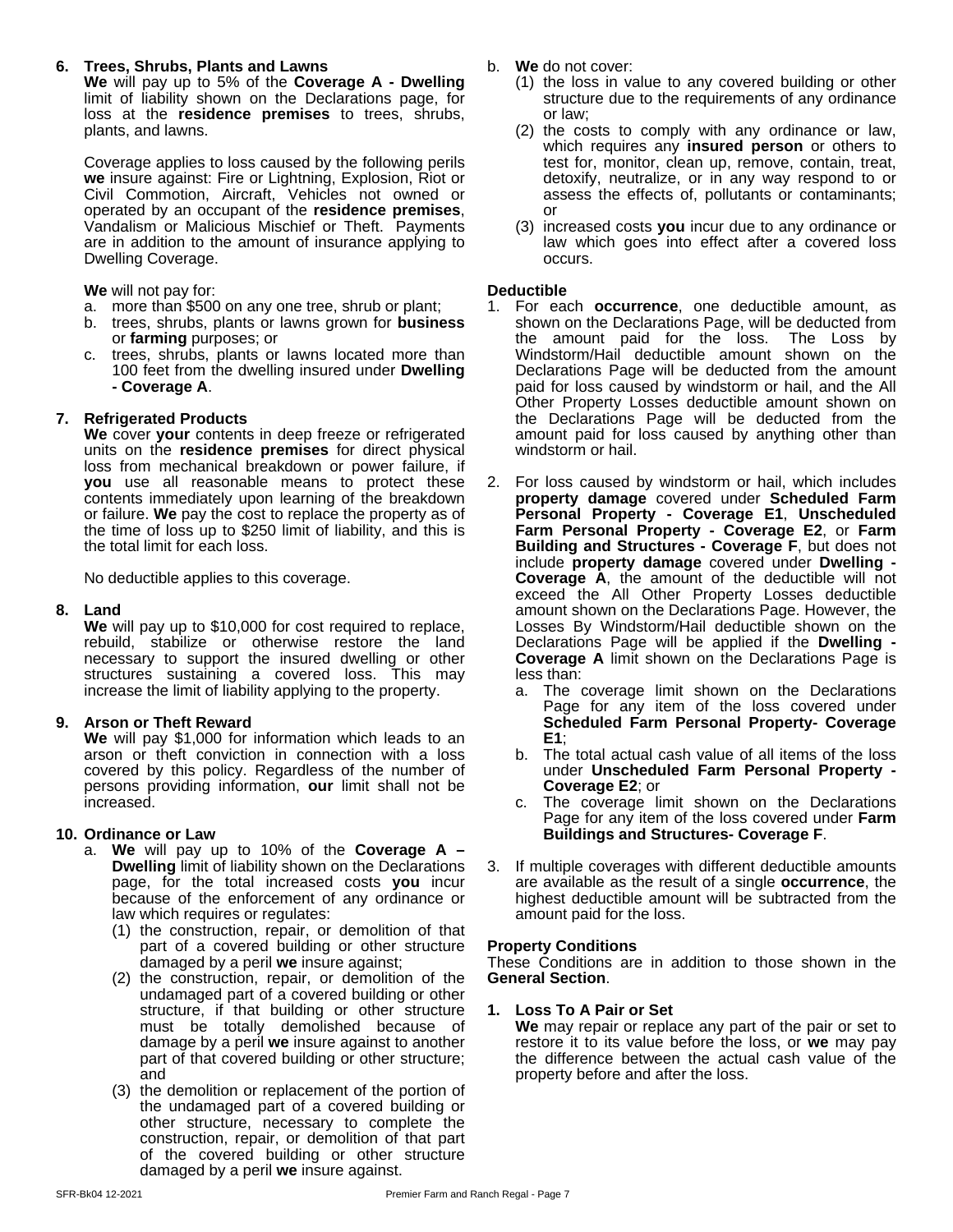**6. Trees, Shrubs, Plants and Lawns**

**We** will pay up to 5% of the **Coverage A - Dwelling** limit of liability shown on the Declarations page, for loss at the **residence premises** to trees, shrubs, plants, and lawns.

Coverage applies to loss caused by the following perils **we** insure against: Fire or Lightning, Explosion, Riot or Civil Commotion, Aircraft, Vehicles not owned or operated by an occupant of the **residence premises**, Vandalism or Malicious Mischief or Theft. Payments are in addition to the amount of insurance applying to Dwelling Coverage.

**We** will not pay for:

a. more than $500 on any one tree, shrub or plant;
b. trees, shrubs, plants or lawns grown for **business** or **farming** purposes; or
c. trees, shrubs, plants or lawns located more than 100 feet from the dwelling insured under **Dwelling - Coverage A**.

**7. Refrigerated Products**

**We** cover **your** contents in deep freeze or refrigerated units on the **residence premises** for direct physical loss from mechanical breakdown or power failure, if **you** use all reasonable means to protect these contents immediately upon learning of the breakdown or failure. **We** pay the cost to replace the property as of the time of loss up to $250 limit of liability, and this is the total limit for each loss.

No deductible applies to this coverage.

**8. Land**

**We** will pay up to $10,000 for cost required to replace, rebuild, stabilize or otherwise restore the land necessary to support the insured dwelling or other structures sustaining a covered loss. This may increase the limit of liability applying to the property.

**9. Arson or Theft Reward**

**We** will pay $1,000 for information which leads to an arson or theft conviction in connection with a loss covered by this policy. Regardless of the number of persons providing information, **our** limit shall not be increased.

**10. Ordinance or Law**

a. **We** will pay up to 10% of the **Coverage A – Dwelling** limit of liability shown on the Declarations page, for the total increased costs **you** incur because of the enforcement of any ordinance or law which requires or regulates:
   (1) the construction, repair, or demolition of that part of a covered building or other structure damaged by a peril **we** insure against;
   (2) the construction, repair, or demolition of the undamaged part of a covered building or other structure, if that building or other structure must be totally demolished because of damage by a peril **we** insure against to another part of that covered building or other structure; and
   (3) the demolition or replacement of the portion of the undamaged part of a covered building or other structure, necessary to complete the construction, repair, or demolition of that part of the covered building or other structure damaged by a peril **we** insure against.

b. **We** do not cover:
   (1) the loss in value to any covered building or other structure due to the requirements of any ordinance or law;
   (2) the costs to comply with any ordinance or law, which requires any **insured person** or others to test for, monitor, clean up, remove, contain, treat, detoxify, neutralize, or in any way respond to or assess the effects of, pollutants or contaminants; or
   (3) increased costs **you** incur due to any ordinance or law which goes into effect after a covered loss occurs.

**Deductible**

1. For each **occurrence**, one deductible amount, as shown on the Declarations Page, will be deducted from the amount paid for the loss. The Loss by Windstorm/Hail deductible amount shown on the Declarations Page will be deducted from the amount paid for loss caused by windstorm or hail, and the All Other Property Losses deductible amount shown on the Declarations Page will be deducted from the amount paid for loss caused by anything other than windstorm or hail.

2. For loss caused by windstorm or hail, which includes **property damage** covered under **Scheduled Farm Personal Property - Coverage E1**, **Unscheduled Farm Personal Property - Coverage E2**, or **Farm Building and Structures - Coverage F**, but does not include **property damage** covered under **Dwelling - Coverage A**, the amount of the deductible will not exceed the All Other Property Losses deductible amount shown on the Declarations Page. However, the Losses By Windstorm/Hail deductible shown on the Declarations Page will be applied if the **Dwelling - Coverage A** limit shown on the Declarations Page is less than:
   a. The coverage limit shown on the Declarations Page for any item of the loss covered under **Scheduled Farm Personal Property- Coverage E1**;
   b. The total actual cash value of all items of the loss under **Unscheduled Farm Personal Property - Coverage E2**; or
   c. The coverage limit shown on the Declarations Page for any item of the loss covered under **Farm Buildings and Structures- Coverage F**.

3. If multiple coverages with different deductible amounts are available as the result of a single **occurrence**, the highest deductible amount will be subtracted from the amount paid for the loss.

**Property Conditions**

These Conditions are in addition to those shown in the **General Section**.

**1. Loss To A Pair or Set**

**We** may repair or replace any part of the pair or set to restore it to its value before the loss, or **we** may pay the difference between the actual cash value of the property before and after the loss.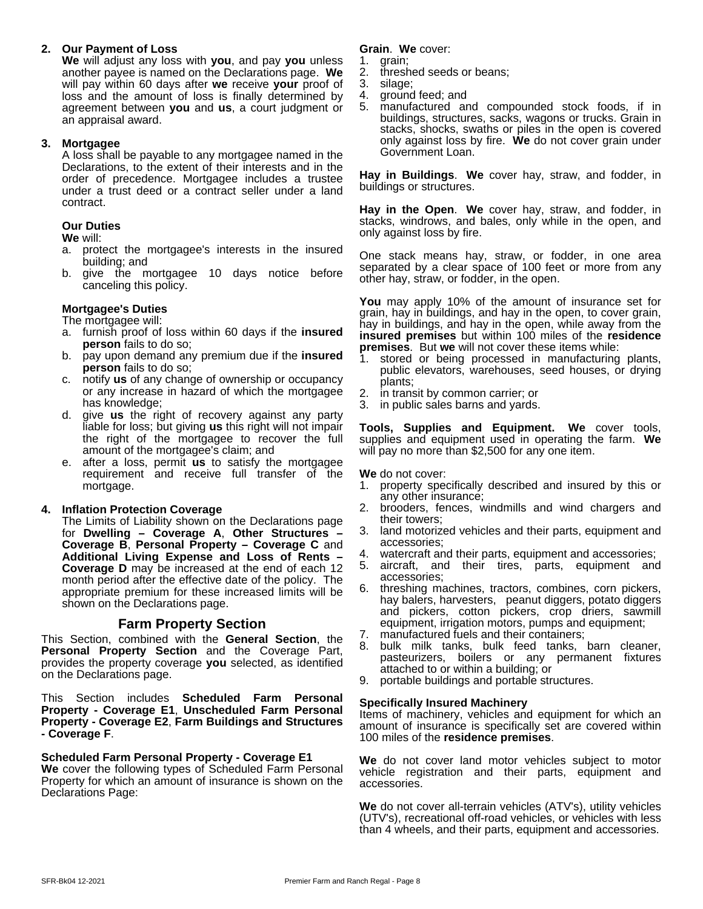**2. Our Payment of Loss**

**We** will adjust any loss with **you**, and pay **you** unless another payee is named on the Declarations page. **We** will pay within 60 days after **we** receive **your** proof of loss and the amount of loss is finally determined by agreement between **you** and **us**, a court judgment or an appraisal award.

**3. Mortgagee**

A loss shall be payable to any mortgagee named in the Declarations, to the extent of their interests and in the order of precedence. Mortgagee includes a trustee under a trust deed or a contract seller under a land contract.

**Our Duties**

**We** will:

a. protect the mortgagee's interests in the insured building; and
b. give the mortgagee 10 days notice before canceling this policy.

**Mortgagee's Duties**

The mortgagee will:

a. furnish proof of loss within 60 days if the **insured person** fails to do so;
b. pay upon demand any premium due if the **insured person** fails to do so;
c. notify **us** of any change of ownership or occupancy or any increase in hazard of which the mortgagee has knowledge;
d. give **us** the right of recovery against any party liable for loss; but giving **us** this right will not impair the right of the mortgagee to recover the full amount of the mortgagee's claim; and
e. after a loss, permit **us** to satisfy the mortgagee requirement and receive full transfer of the mortgage.

**4. Inflation Protection Coverage**

The Limits of Liability shown on the Declarations page for **Dwelling – Coverage A**, **Other Structures – Coverage B**, **Personal Property – Coverage C** and **Additional Living Expense and Loss of Rents – Coverage D** may be increased at the end of each 12 month period after the effective date of the policy. The appropriate premium for these increased limits will be shown on the Declarations page.

## Farm Property Section

This Section, combined with the **General Section**, the **Personal Property Section** and the Coverage Part, provides the property coverage **you** selected, as identified on the Declarations page.

This Section includes **Scheduled Farm Personal Property - Coverage E1**, **Unscheduled Farm Personal Property - Coverage E2**, **Farm Buildings and Structures - Coverage F**.

**Scheduled Farm Personal Property - Coverage E1**

**We** cover the following types of Scheduled Farm Personal Property for which an amount of insurance is shown on the Declarations Page:

**Grain**. **We** cover:

1. grain;
2. threshed seeds or beans;
3. silage;
4. ground feed; and
5. manufactured and compounded stock foods, if in buildings, structures, sacks, wagons or trucks. Grain in stacks, shocks, swaths or piles in the open is covered only against loss by fire. **We** do not cover grain under Government Loan.

**Hay in Buildings**. **We** cover hay, straw, and fodder, in buildings or structures.

**Hay in the Open**. **We** cover hay, straw, and fodder, in stacks, windrows, and bales, only while in the open, and only against loss by fire.

One stack means hay, straw, or fodder, in one area separated by a clear space of 100 feet or more from any other hay, straw, or fodder, in the open.

**You** may apply 10% of the amount of insurance set for grain, hay in buildings, and hay in the open, to cover grain, hay in buildings, and hay in the open, while away from the **insured premises** but within 100 miles of the **residence premises**. But **we** will not cover these items while:

1. stored or being processed in manufacturing plants, public elevators, warehouses, seed houses, or drying plants;
2. in transit by common carrier; or
3. in public sales barns and yards.

**Tools, Supplies and Equipment. We** cover tools, supplies and equipment used in operating the farm. **We** will pay no more than $2,500 for any one item.

**We** do not cover:

1. property specifically described and insured by this or any other insurance;
2. brooders, fences, windmills and wind chargers and their towers;
3. land motorized vehicles and their parts, equipment and accessories;
4. watercraft and their parts, equipment and accessories;
5. aircraft, and their tires, parts, equipment and accessories;
6. threshing machines, tractors, combines, corn pickers, hay balers, harvesters, peanut diggers, potato diggers and pickers, cotton pickers, crop driers, sawmill equipment, irrigation motors, pumps and equipment;
7. manufactured fuels and their containers;
8. bulk milk tanks, bulk feed tanks, barn cleaner, pasteurizers, boilers or any permanent fixtures attached to or within a building; or
9. portable buildings and portable structures.

**Specifically Insured Machinery**

Items of machinery, vehicles and equipment for which an amount of insurance is specifically set are covered within 100 miles of the **residence premises**.

**We** do not cover land motor vehicles subject to motor vehicle registration and their parts, equipment and accessories.

**We** do not cover all-terrain vehicles (ATV's), utility vehicles (UTV's), recreational off-road vehicles, or vehicles with less than 4 wheels, and their parts, equipment and accessories.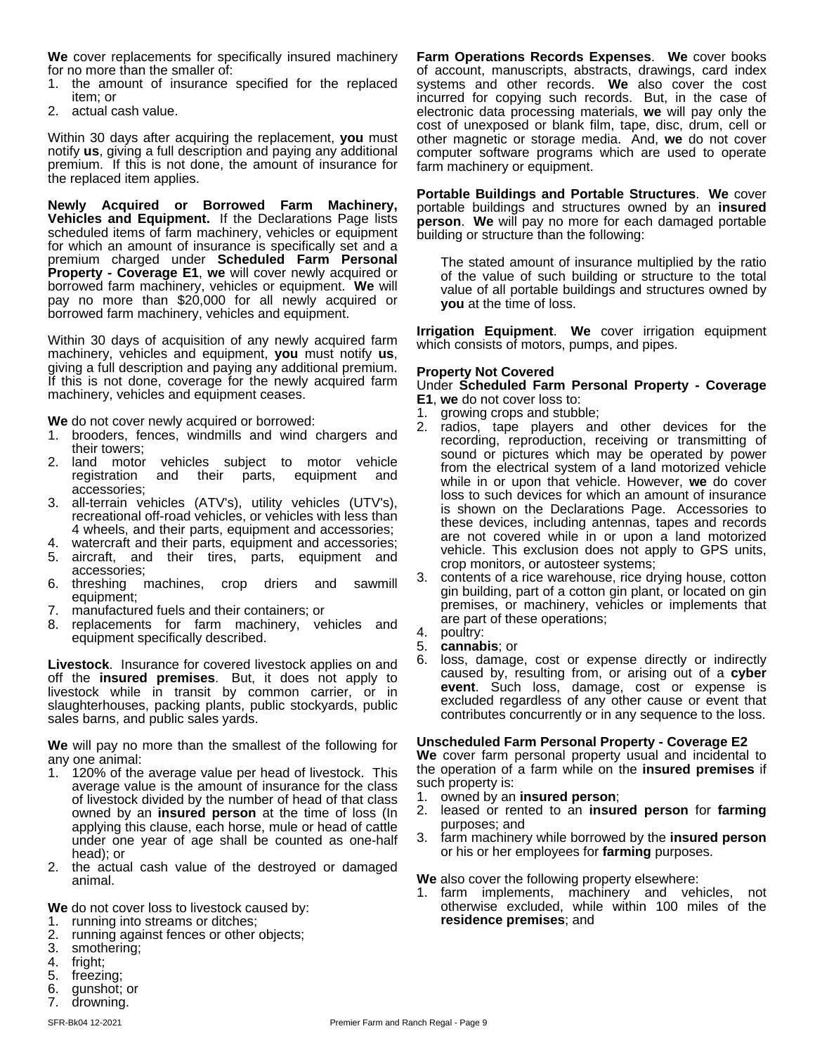**We** cover replacements for specifically insured machinery for no more than the smaller of:

1. the amount of insurance specified for the replaced item; or
2. actual cash value.

Within 30 days after acquiring the replacement, **you** must notify **us**, giving a full description and paying any additional premium. If this is not done, the amount of insurance for the replaced item applies.

**Newly Acquired or Borrowed Farm Machinery, Vehicles and Equipment.** If the Declarations Page lists scheduled items of farm machinery, vehicles or equipment for which an amount of insurance is specifically set and a premium charged under **Scheduled Farm Personal Property - Coverage E1**, **we** will cover newly acquired or borrowed farm machinery, vehicles or equipment. **We** will pay no more than $20,000 for all newly acquired or borrowed farm machinery, vehicles and equipment.

Within 30 days of acquisition of any newly acquired farm machinery, vehicles and equipment, **you** must notify **us**, giving a full description and paying any additional premium. If this is not done, coverage for the newly acquired farm machinery, vehicles and equipment ceases.

**We** do not cover newly acquired or borrowed:

1. brooders, fences, windmills and wind chargers and their towers;
2. land motor vehicles subject to motor vehicle registration and their parts, equipment and accessories;
3. all-terrain vehicles (ATV's), utility vehicles (UTV's), recreational off-road vehicles, or vehicles with less than 4 wheels, and their parts, equipment and accessories;
4. watercraft and their parts, equipment and accessories;
5. aircraft, and their tires, parts, equipment and accessories;
6. threshing machines, crop driers and sawmill equipment;
7. manufactured fuels and their containers; or
8. replacements for farm machinery, vehicles and equipment specifically described.

**Livestock**. Insurance for covered livestock applies on and off the **insured premises**. But, it does not apply to livestock while in transit by common carrier, or in slaughterhouses, packing plants, public stockyards, public sales barns, and public sales yards.

**We** will pay no more than the smallest of the following for any one animal:

1. 120% of the average value per head of livestock. This average value is the amount of insurance for the class of livestock divided by the number of head of that class owned by an **insured person** at the time of loss (In applying this clause, each horse, mule or head of cattle under one year of age shall be counted as one-half head); or
2. the actual cash value of the destroyed or damaged animal.

**We** do not cover loss to livestock caused by:

1. running into streams or ditches;
2. running against fences or other objects;
3. smothering;
4. fright;
5. freezing;
6. gunshot; or
7. drowning.

**Farm Operations Records Expenses**. **We** cover books of account, manuscripts, abstracts, drawings, card index systems and other records. **We** also cover the cost incurred for copying such records. But, in the case of electronic data processing materials, **we** will pay only the cost of unexposed or blank film, tape, disc, drum, cell or other magnetic or storage media. And, **we** do not cover computer software programs which are used to operate farm machinery or equipment.

**Portable Buildings and Portable Structures**. **We** cover portable buildings and structures owned by an **insured person**. **We** will pay no more for each damaged portable building or structure than the following:

> The stated amount of insurance multiplied by the ratio of the value of such building or structure to the total value of all portable buildings and structures owned by **you** at the time of loss.

**Irrigation Equipment**. **We** cover irrigation equipment which consists of motors, pumps, and pipes.

**Property Not Covered**

Under **Scheduled Farm Personal Property - Coverage E1**, **we** do not cover loss to:

1. growing crops and stubble;
2. radios, tape players and other devices for the recording, reproduction, receiving or transmitting of sound or pictures which may be operated by power from the electrical system of a land motorized vehicle while in or upon that vehicle. However, **we** do cover loss to such devices for which an amount of insurance is shown on the Declarations Page. Accessories to these devices, including antennas, tapes and records are not covered while in or upon a land motorized vehicle. This exclusion does not apply to GPS units, crop monitors, or autosteer systems;
3. contents of a rice warehouse, rice drying house, cotton gin building, part of a cotton gin plant, or located on gin premises, or machinery, vehicles or implements that are part of these operations;
4. poultry:
5. **cannabis**; or
6. loss, damage, cost or expense directly or indirectly caused by, resulting from, or arising out of a **cyber event**. Such loss, damage, cost or expense is excluded regardless of any other cause or event that contributes concurrently or in any sequence to the loss.

**Unscheduled Farm Personal Property - Coverage E2**

**We** cover farm personal property usual and incidental to the operation of a farm while on the **insured premises** if such property is:

1. owned by an **insured person**;
2. leased or rented to an **insured person** for **farming** purposes; and
3. farm machinery while borrowed by the **insured person** or his or her employees for **farming** purposes.

**We** also cover the following property elsewhere:

1. farm implements, machinery and vehicles, not otherwise excluded, while within 100 miles of the **residence premises**; and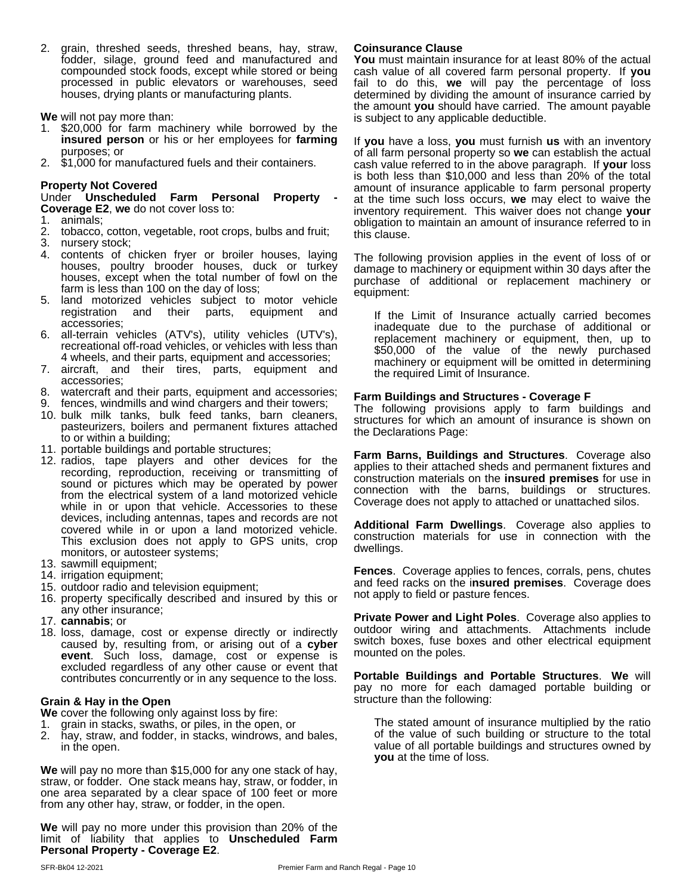2. grain, threshed seeds, threshed beans, hay, straw, fodder, silage, ground feed and manufactured and compounded stock foods, except while stored or being processed in public elevators or warehouses, seed houses, drying plants or manufacturing plants.

**We** will not pay more than:

1. $20,000 for farm machinery while borrowed by the **insured person** or his or her employees for **farming** purposes; or
2. $1,000 for manufactured fuels and their containers.

**Property Not Covered**

Under **Unscheduled Farm Personal Property - Coverage E2**, **we** do not cover loss to:

1. animals;
2. tobacco, cotton, vegetable, root crops, bulbs and fruit;
3. nursery stock;
4. contents of chicken fryer or broiler houses, laying houses, poultry brooder houses, duck or turkey houses, except when the total number of fowl on the farm is less than 100 on the day of loss;
5. land motorized vehicles subject to motor vehicle registration and their parts, equipment and accessories;
6. all-terrain vehicles (ATV's), utility vehicles (UTV's), recreational off-road vehicles, or vehicles with less than 4 wheels, and their parts, equipment and accessories;
7. aircraft, and their tires, parts, equipment and accessories;
8. watercraft and their parts, equipment and accessories;
9. fences, windmills and wind chargers and their towers;
10. bulk milk tanks, bulk feed tanks, barn cleaners, pasteurizers, boilers and permanent fixtures attached to or within a building;
11. portable buildings and portable structures;
12. radios, tape players and other devices for the recording, reproduction, receiving or transmitting of sound or pictures which may be operated by power from the electrical system of a land motorized vehicle while in or upon that vehicle. Accessories to these devices, including antennas, tapes and records are not covered while in or upon a land motorized vehicle. This exclusion does not apply to GPS units, crop monitors, or autosteer systems;
13. sawmill equipment;
14. irrigation equipment;
15. outdoor radio and television equipment;
16. property specifically described and insured by this or any other insurance;
17. **cannabis**; or
18. loss, damage, cost or expense directly or indirectly caused by, resulting from, or arising out of a **cyber event**. Such loss, damage, cost or expense is excluded regardless of any other cause or event that contributes concurrently or in any sequence to the loss.

**Grain & Hay in the Open**

**We** cover the following only against loss by fire:

1. grain in stacks, swaths, or piles, in the open, or
2. hay, straw, and fodder, in stacks, windrows, and bales, in the open.

**We** will pay no more than $15,000 for any one stack of hay, straw, or fodder. One stack means hay, straw, or fodder, in one area separated by a clear space of 100 feet or more from any other hay, straw, or fodder, in the open.

**We** will pay no more under this provision than 20% of the limit of liability that applies to **Unscheduled Farm Personal Property - Coverage E2**.

**Coinsurance Clause**

**You** must maintain insurance for at least 80% of the actual cash value of all covered farm personal property. If **you** fail to do this, **we** will pay the percentage of loss determined by dividing the amount of insurance carried by the amount **you** should have carried. The amount payable is subject to any applicable deductible.

If **you** have a loss, **you** must furnish **us** with an inventory of all farm personal property so **we** can establish the actual cash value referred to in the above paragraph. If **your** loss is both less than $10,000 and less than 20% of the total amount of insurance applicable to farm personal property at the time such loss occurs, **we** may elect to waive the inventory requirement. This waiver does not change **your** obligation to maintain an amount of insurance referred to in this clause.

The following provision applies in the event of loss of or damage to machinery or equipment within 30 days after the purchase of additional or replacement machinery or equipment:

> If the Limit of Insurance actually carried becomes inadequate due to the purchase of additional or replacement machinery or equipment, then, up to $50,000 of the value of the newly purchased machinery or equipment will be omitted in determining the required Limit of Insurance.

**Farm Buildings and Structures - Coverage F**

The following provisions apply to farm buildings and structures for which an amount of insurance is shown on the Declarations Page:

**Farm Barns, Buildings and Structures**. Coverage also applies to their attached sheds and permanent fixtures and construction materials on the **insured premises** for use in connection with the barns, buildings or structures. Coverage does not apply to attached or unattached silos.

**Additional Farm Dwellings**. Coverage also applies to construction materials for use in connection with the dwellings.

**Fences**. Coverage applies to fences, corrals, pens, chutes and feed racks on the **insured premises**. Coverage does not apply to field or pasture fences.

**Private Power and Light Poles**. Coverage also applies to outdoor wiring and attachments. Attachments include switch boxes, fuse boxes and other electrical equipment mounted on the poles.

**Portable Buildings and Portable Structures**. **We** will pay no more for each damaged portable building or structure than the following:

> The stated amount of insurance multiplied by the ratio of the value of such building or structure to the total value of all portable buildings and structures owned by **you** at the time of loss.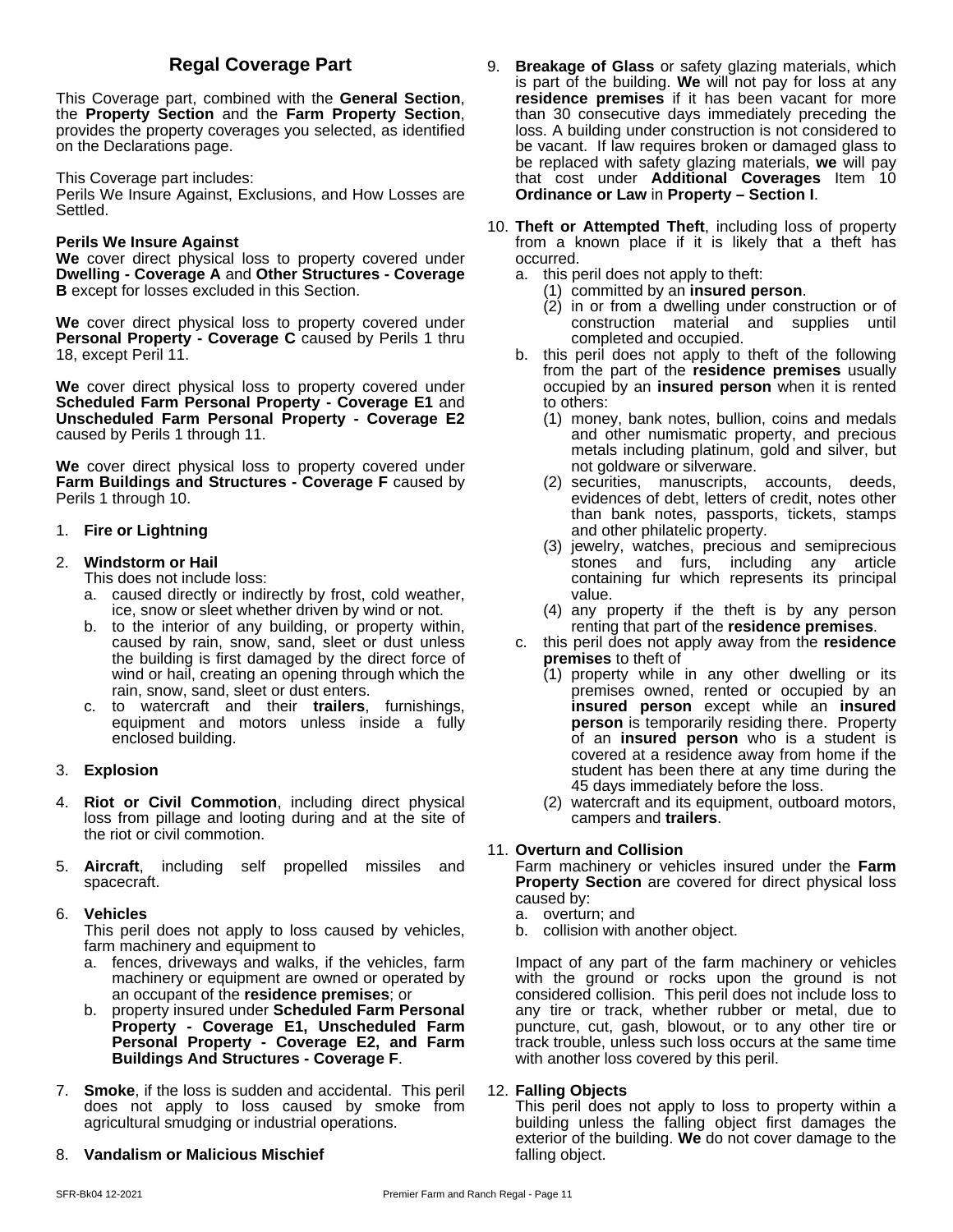## Regal Coverage Part

This Coverage part, combined with the **General Section**, the **Property Section** and the **Farm Property Section**, provides the property coverages you selected, as identified on the Declarations page.

This Coverage part includes:
Perils We Insure Against, Exclusions, and How Losses are Settled.

**Perils We Insure Against**
**We** cover direct physical loss to property covered under **Dwelling - Coverage A** and **Other Structures - Coverage B** except for losses excluded in this Section.

**We** cover direct physical loss to property covered under **Personal Property - Coverage C** caused by Perils 1 thru 18, except Peril 11.

**We** cover direct physical loss to property covered under **Scheduled Farm Personal Property - Coverage E1** and **Unscheduled Farm Personal Property - Coverage E2** caused by Perils 1 through 11.

**We** cover direct physical loss to property covered under **Farm Buildings and Structures - Coverage F** caused by Perils 1 through 10.

1. **Fire or Lightning**

2. **Windstorm or Hail**
   This does not include loss:
   a. caused directly or indirectly by frost, cold weather, ice, snow or sleet whether driven by wind or not.
   b. to the interior of any building, or property within, caused by rain, snow, sand, sleet or dust unless the building is first damaged by the direct force of wind or hail, creating an opening through which the rain, snow, sand, sleet or dust enters.
   c. to watercraft and their **trailers**, furnishings, equipment and motors unless inside a fully enclosed building.

3. **Explosion**

4. **Riot or Civil Commotion**, including direct physical loss from pillage and looting during and at the site of the riot or civil commotion.

5. **Aircraft**, including self propelled missiles and spacecraft.

6. **Vehicles**
   This peril does not apply to loss caused by vehicles, farm machinery and equipment to
   a. fences, driveways and walks, if the vehicles, farm machinery or equipment are owned or operated by an occupant of the **residence premises**; or
   b. property insured under **Scheduled Farm Personal Property - Coverage E1, Unscheduled Farm Personal Property - Coverage E2, and Farm Buildings And Structures - Coverage F**.

7. **Smoke**, if the loss is sudden and accidental. This peril does not apply to loss caused by smoke from agricultural smudging or industrial operations.

8. **Vandalism or Malicious Mischief**

9. **Breakage of Glass** or safety glazing materials, which is part of the building. **We** will not pay for loss at any **residence premises** if it has been vacant for more than 30 consecutive days immediately preceding the loss. A building under construction is not considered to be vacant. If law requires broken or damaged glass to be replaced with safety glazing materials, **we** will pay that cost under **Additional Coverages** Item 10 **Ordinance or Law** in **Property – Section I**.

10. **Theft or Attempted Theft**, including loss of property from a known place if it is likely that a theft has occurred.
    a. this peril does not apply to theft:
       (1) committed by an **insured person**.
       (2) in or from a dwelling under construction or of construction material and supplies until completed and occupied.
    b. this peril does not apply to theft of the following from the part of the **residence premises** usually occupied by an **insured person** when it is rented to others:
       (1) money, bank notes, bullion, coins and medals and other numismatic property, and precious metals including platinum, gold and silver, but not goldware or silverware.
       (2) securities, manuscripts, accounts, deeds, evidences of debt, letters of credit, notes other than bank notes, passports, tickets, stamps and other philatelic property.
       (3) jewelry, watches, precious and semiprecious stones and furs, including any article containing fur which represents its principal value.
       (4) any property if the theft is by any person renting that part of the **residence premises**.
    c. this peril does not apply away from the **residence premises** to theft of
       (1) property while in any other dwelling or its premises owned, rented or occupied by an **insured person** except while an **insured person** is temporarily residing there. Property of an **insured person** who is a student is covered at a residence away from home if the student has been there at any time during the 45 days immediately before the loss.
       (2) watercraft and its equipment, outboard motors, campers and **trailers**.

11. **Overturn and Collision**
    Farm machinery or vehicles insured under the **Farm Property Section** are covered for direct physical loss caused by:
    a. overturn; and
    b. collision with another object.

    Impact of any part of the farm machinery or vehicles with the ground or rocks upon the ground is not considered collision. This peril does not include loss to any tire or track, whether rubber or metal, due to puncture, cut, gash, blowout, or to any other tire or track trouble, unless such loss occurs at the same time with another loss covered by this peril.

12. **Falling Objects**
    This peril does not apply to loss to property within a building unless the falling object first damages the exterior of the building. **We** do not cover damage to the falling object.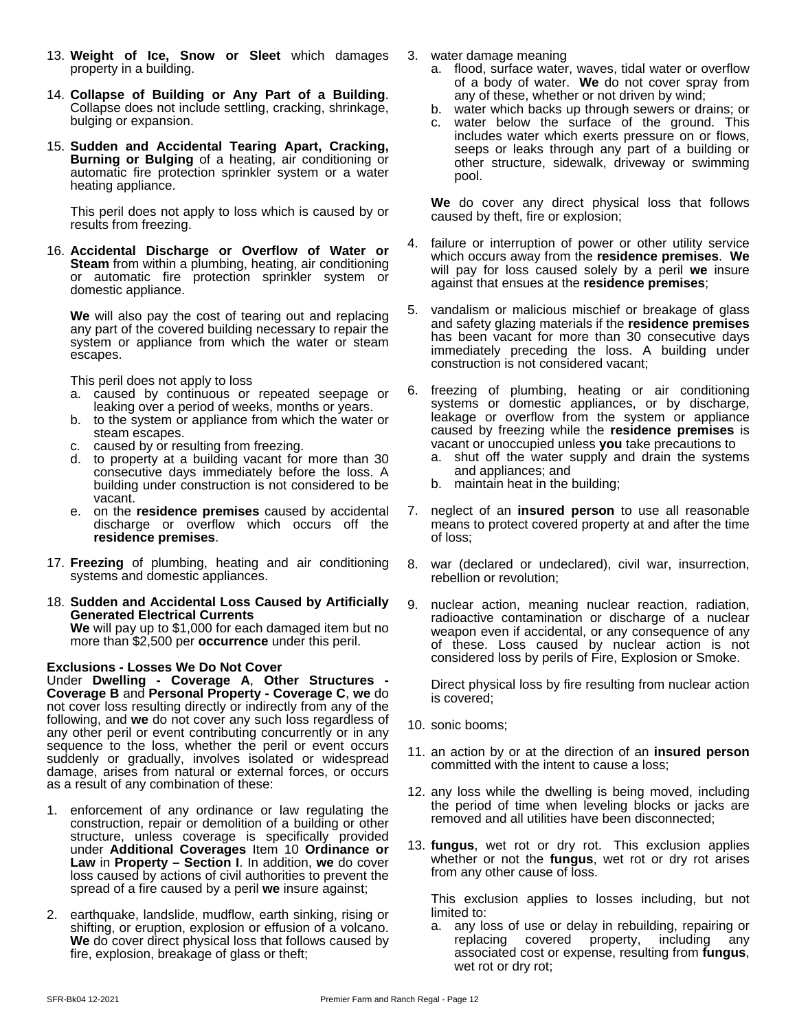13. **Weight of Ice, Snow or Sleet** which damages property in a building.

14. **Collapse of Building or Any Part of a Building**. Collapse does not include settling, cracking, shrinkage, bulging or expansion.

15. **Sudden and Accidental Tearing Apart, Cracking, Burning or Bulging** of a heating, air conditioning or automatic fire protection sprinkler system or a water heating appliance.

    This peril does not apply to loss which is caused by or results from freezing.

16. **Accidental Discharge or Overflow of Water or Steam** from within a plumbing, heating, air conditioning or automatic fire protection sprinkler system or domestic appliance.

    **We** will also pay the cost of tearing out and replacing any part of the covered building necessary to repair the system or appliance from which the water or steam escapes.

    This peril does not apply to loss
    a. caused by continuous or repeated seepage or leaking over a period of weeks, months or years.
    b. to the system or appliance from which the water or steam escapes.
    c. caused by or resulting from freezing.
    d. to property at a building vacant for more than 30 consecutive days immediately before the loss. A building under construction is not considered to be vacant.
    e. on the **residence premises** caused by accidental discharge or overflow which occurs off the **residence premises**.

17. **Freezing** of plumbing, heating and air conditioning systems and domestic appliances.

18. **Sudden and Accidental Loss Caused by Artificially Generated Electrical Currents**
    **We** will pay up to $1,000 for each damaged item but no more than $2,500 per **occurrence** under this peril.

**Exclusions - Losses We Do Not Cover**
Under **Dwelling - Coverage A**, **Other Structures - Coverage B** and **Personal Property - Coverage C**, **we** do not cover loss resulting directly or indirectly from any of the following, and **we** do not cover any such loss regardless of any other peril or event contributing concurrently or in any sequence to the loss, whether the peril or event occurs suddenly or gradually, involves isolated or widespread damage, arises from natural or external forces, or occurs as a result of any combination of these:

1. enforcement of any ordinance or law regulating the construction, repair or demolition of a building or other structure, unless coverage is specifically provided under **Additional Coverages** Item 10 **Ordinance or Law** in **Property – Section I**. In addition, **we** do cover loss caused by actions of civil authorities to prevent the spread of a fire caused by a peril **we** insure against;

2. earthquake, landslide, mudflow, earth sinking, rising or shifting, or eruption, explosion or effusion of a volcano. **We** do cover direct physical loss that follows caused by fire, explosion, breakage of glass or theft;

3. water damage meaning
   a. flood, surface water, waves, tidal water or overflow of a body of water. **We** do not cover spray from any of these, whether or not driven by wind;
   b. water which backs up through sewers or drains; or
   c. water below the surface of the ground. This includes water which exerts pressure on or flows, seeps or leaks through any part of a building or other structure, sidewalk, driveway or swimming pool.

   **We** do cover any direct physical loss that follows caused by theft, fire or explosion;

4. failure or interruption of power or other utility service which occurs away from the **residence premises**. **We** will pay for loss caused solely by a peril **we** insure against that ensues at the **residence premises**;

5. vandalism or malicious mischief or breakage of glass and safety glazing materials if the **residence premises** has been vacant for more than 30 consecutive days immediately preceding the loss. A building under construction is not considered vacant;

6. freezing of plumbing, heating or air conditioning systems or domestic appliances, or by discharge, leakage or overflow from the system or appliance caused by freezing while the **residence premises** is vacant or unoccupied unless **you** take precautions to
   a. shut off the water supply and drain the systems and appliances; and
   b. maintain heat in the building;

7. neglect of an **insured person** to use all reasonable means to protect covered property at and after the time of loss;

8. war (declared or undeclared), civil war, insurrection, rebellion or revolution;

9. nuclear action, meaning nuclear reaction, radiation, radioactive contamination or discharge of a nuclear weapon even if accidental, or any consequence of any of these. Loss caused by nuclear action is not considered loss by perils of Fire, Explosion or Smoke.

   Direct physical loss by fire resulting from nuclear action is covered;

10. sonic booms;

11. an action by or at the direction of an **insured person** committed with the intent to cause a loss;

12. any loss while the dwelling is being moved, including the period of time when leveling blocks or jacks are removed and all utilities have been disconnected;

13. **fungus**, wet rot or dry rot. This exclusion applies whether or not the **fungus**, wet rot or dry rot arises from any other cause of loss.

    This exclusion applies to losses including, but not limited to:
    a. any loss of use or delay in rebuilding, repairing or replacing covered property, including any associated cost or expense, resulting from **fungus**, wet rot or dry rot;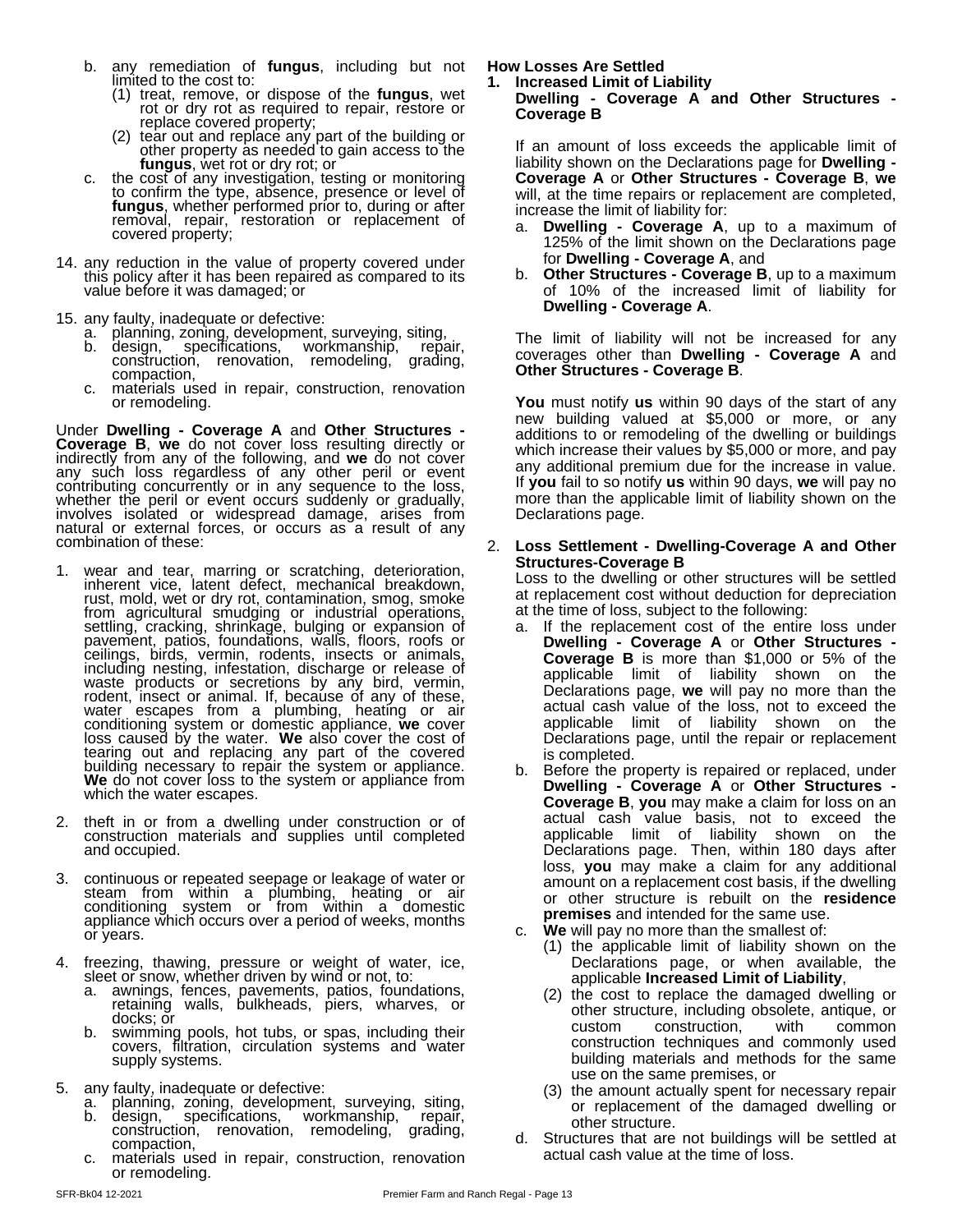b. any remediation of **fungus**, including but not limited to the cost to:
   (1) treat, remove, or dispose of the **fungus**, wet rot or dry rot as required to repair, restore or replace covered property;
   (2) tear out and replace any part of the building or other property as needed to gain access to the **fungus**, wet rot or dry rot; or
c. the cost of any investigation, testing or monitoring to confirm the type, absence, presence or level of **fungus**, whether performed prior to, during or after removal, repair, restoration or replacement of covered property;

14. any reduction in the value of property covered under this policy after it has been repaired as compared to its value before it was damaged; or

15. any faulty, inadequate or defective:
    a. planning, zoning, development, surveying, siting,
    b. design, specifications, workmanship, repair, construction, renovation, remodeling, grading, compaction,
    c. materials used in repair, construction, renovation or remodeling.

Under **Dwelling - Coverage A** and **Other Structures - Coverage B**, **we** do not cover loss resulting directly or indirectly from any of the following, and **we** do not cover any such loss regardless of any other peril or event contributing concurrently or in any sequence to the loss, whether the peril or event occurs suddenly or gradually, involves isolated or widespread damage, arises from natural or external forces, or occurs as a result of any combination of these:

1. wear and tear, marring or scratching, deterioration, inherent vice, latent defect, mechanical breakdown, rust, mold, wet or dry rot, contamination, smog, smoke from agricultural smudging or industrial operations, settling, cracking, shrinkage, bulging or expansion of pavement, patios, foundations, walls, floors, roofs or ceilings, birds, vermin, rodents, insects or animals, including nesting, infestation, discharge or release of waste products or secretions by any bird, vermin, rodent, insect or animal. If, because of any of these, water escapes from a plumbing, heating or air conditioning system or domestic appliance, **we** cover loss caused by the water. **We** also cover the cost of tearing out and replacing any part of the covered building necessary to repair the system or appliance. **We** do not cover loss to the system or appliance from which the water escapes.

2. theft in or from a dwelling under construction or of construction materials and supplies until completed and occupied.

3. continuous or repeated seepage or leakage of water or steam from within a plumbing, heating or air conditioning system or from within a domestic appliance which occurs over a period of weeks, months or years.

4. freezing, thawing, pressure or weight of water, ice, sleet or snow, whether driven by wind or not, to:
   a. awnings, fences, pavements, patios, foundations, retaining walls, bulkheads, piers, wharves, or docks; or
   b. swimming pools, hot tubs, or spas, including their covers, filtration, circulation systems and water supply systems.

5. any faulty, inadequate or defective:
   a. planning, zoning, development, surveying, siting,
   b. design, specifications, workmanship, repair, construction, renovation, remodeling, grading, compaction,
   c. materials used in repair, construction, renovation or remodeling.

**How Losses Are Settled**

**1. Increased Limit of Liability**
**Dwelling - Coverage A and Other Structures - Coverage B**

If an amount of loss exceeds the applicable limit of liability shown on the Declarations page for **Dwelling - Coverage A** or **Other Structures - Coverage B**, **we** will, at the time repairs or replacement are completed, increase the limit of liability for:
a. **Dwelling - Coverage A**, up to a maximum of 125% of the limit shown on the Declarations page for **Dwelling - Coverage A**, and
b. **Other Structures - Coverage B**, up to a maximum of 10% of the increased limit of liability for **Dwelling - Coverage A**.

The limit of liability will not be increased for any coverages other than **Dwelling - Coverage A** and **Other Structures - Coverage B**.

**You** must notify **us** within 90 days of the start of any new building valued at $5,000 or more, or any additions to or remodeling of the dwelling or buildings which increase their values by $5,000 or more, and pay any additional premium due for the increase in value. If **you** fail to so notify **us** within 90 days, **we** will pay no more than the applicable limit of liability shown on the Declarations page.

2. **Loss Settlement - Dwelling-Coverage A and Other Structures-Coverage B**
   Loss to the dwelling or other structures will be settled at replacement cost without deduction for depreciation at the time of loss, subject to the following:
   a. If the replacement cost of the entire loss under **Dwelling - Coverage A** or **Other Structures - Coverage B** is more than $1,000 or 5% of the applicable limit of liability shown on the Declarations page, **we** will pay no more than the actual cash value of the loss, not to exceed the applicable limit of liability shown on the Declarations page, until the repair or replacement is completed.
   b. Before the property is repaired or replaced, under **Dwelling - Coverage A** or **Other Structures - Coverage B**, **you** may make a claim for loss on an actual cash value basis, not to exceed the applicable limit of liability shown on the Declarations page. Then, within 180 days after loss, **you** may make a claim for any additional amount on a replacement cost basis, if the dwelling or other structure is rebuilt on the **residence premises** and intended for the same use.
   c. **We** will pay no more than the smallest of:
      (1) the applicable limit of liability shown on the Declarations page, or when available, the applicable **Increased Limit of Liability**,
      (2) the cost to replace the damaged dwelling or other structure, including obsolete, antique, or custom construction, with common construction techniques and commonly used building materials and methods for the same use on the same premises, or
      (3) the amount actually spent for necessary repair or replacement of the damaged dwelling or other structure.
   d. Structures that are not buildings will be settled at actual cash value at the time of loss.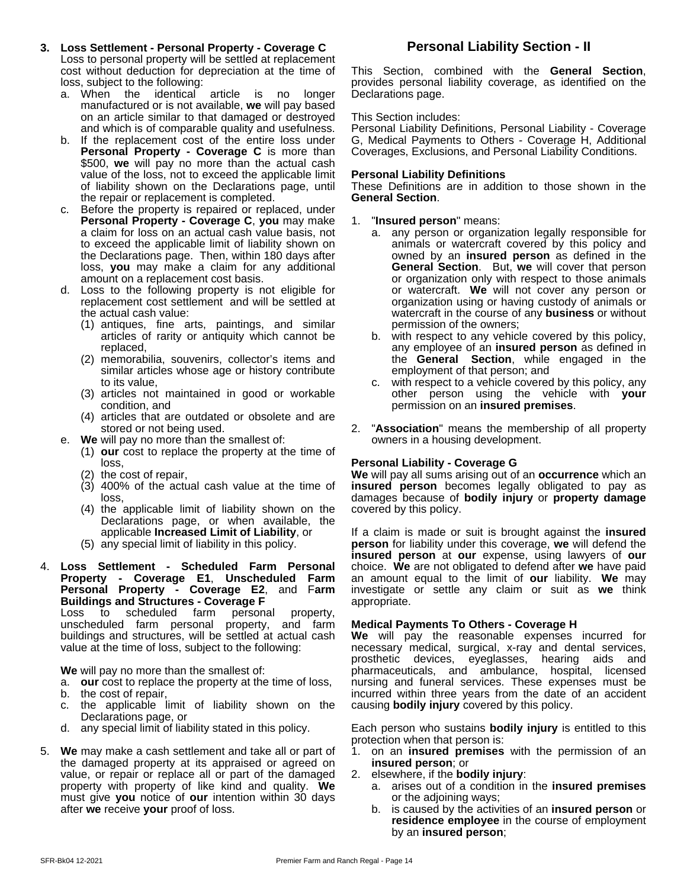3. **Loss Settlement - Personal Property - Coverage C**
Loss to personal property will be settled at replacement cost without deduction for depreciation at the time of loss, subject to the following:
   a. When the identical article is no longer manufactured or is not available, **we** will pay based on an article similar to that damaged or destroyed and which is of comparable quality and usefulness.
   b. If the replacement cost of the entire loss under **Personal Property - Coverage C** is more than $500, **we** will pay no more than the actual cash value of the loss, not to exceed the applicable limit of liability shown on the Declarations page, until the repair or replacement is completed.
   c. Before the property is repaired or replaced, under **Personal Property - Coverage C**, **you** may make a claim for loss on an actual cash value basis, not to exceed the applicable limit of liability shown on the Declarations page. Then, within 180 days after loss, **you** may make a claim for any additional amount on a replacement cost basis.
   d. Loss to the following property is not eligible for replacement cost settlement and will be settled at the actual cash value:
      (1) antiques, fine arts, paintings, and similar articles of rarity or antiquity which cannot be replaced,
      (2) memorabilia, souvenirs, collector's items and similar articles whose age or history contribute to its value,
      (3) articles not maintained in good or workable condition, and
      (4) articles that are outdated or obsolete and are stored or not being used.
   e. **We** will pay no more than the smallest of:
      (1) **our** cost to replace the property at the time of loss,
      (2) the cost of repair,
      (3) 400% of the actual cash value at the time of loss,
      (4) the applicable limit of liability shown on the Declarations page, or when available, the applicable **Increased Limit of Liability**, or
      (5) any special limit of liability in this policy.

4. **Loss Settlement - Scheduled Farm Personal Property - Coverage E1**, **Unscheduled Farm Personal Property - Coverage E2**, and F**arm Buildings and Structures - Coverage F**
Loss to scheduled farm personal property, unscheduled farm personal property, and farm buildings and structures, will be settled at actual cash value at the time of loss, subject to the following:

   **We** will pay no more than the smallest of:
   a. **our** cost to replace the property at the time of loss,
   b. the cost of repair,
   c. the applicable limit of liability shown on the Declarations page, or
   d. any special limit of liability stated in this policy.

5. **We** may make a cash settlement and take all or part of the damaged property at its appraised or agreed on value, or repair or replace all or part of the damaged property with property of like kind and quality. **We** must give **you** notice of **our** intention within 30 days after **we** receive **your** proof of loss.

## Personal Liability Section - II

This Section, combined with the **General Section**, provides personal liability coverage, as identified on the Declarations page.

This Section includes:
Personal Liability Definitions, Personal Liability - Coverage G, Medical Payments to Others - Coverage H, Additional Coverages, Exclusions, and Personal Liability Conditions.

### Personal Liability Definitions

These Definitions are in addition to those shown in the **General Section**.

1. "**Insured person**" means:
   a. any person or organization legally responsible for animals or watercraft covered by this policy and owned by an **insured person** as defined in the **General Section**. But, **we** will cover that person or organization only with respect to those animals or watercraft. **We** will not cover any person or organization using or having custody of animals or watercraft in the course of any **business** or without permission of the owners;
   b. with respect to any vehicle covered by this policy, any employee of an **insured person** as defined in the **General Section**, while engaged in the employment of that person; and
   c. with respect to a vehicle covered by this policy, any other person using the vehicle with **your** permission on an **insured premises**.
2. "**Association**" means the membership of all property owners in a housing development.

### Personal Liability - Coverage G

**We** will pay all sums arising out of an **occurrence** which an **insured person** becomes legally obligated to pay as damages because of **bodily injury** or **property damage** covered by this policy.

If a claim is made or suit is brought against the **insured person** for liability under this coverage, **we** will defend the **insured person** at **our** expense, using lawyers of **our** choice. **We** are not obligated to defend after **we** have paid an amount equal to the limit of **our** liability. **We** may investigate or settle any claim or suit as **we** think appropriate.

### Medical Payments To Others - Coverage H

**We** will pay the reasonable expenses incurred for necessary medical, surgical, x-ray and dental services, prosthetic devices, eyeglasses, hearing aids and pharmaceuticals, and ambulance, hospital, licensed nursing and funeral services. These expenses must be incurred within three years from the date of an accident causing **bodily injury** covered by this policy.

Each person who sustains **bodily injury** is entitled to this protection when that person is:
1. on an **insured premises** with the permission of an **insured person**; or
2. elsewhere, if the **bodily injury**:
   a. arises out of a condition in the **insured premises** or the adjoining ways;
   b. is caused by the activities of an **insured person** or **residence employee** in the course of employment by an **insured person**;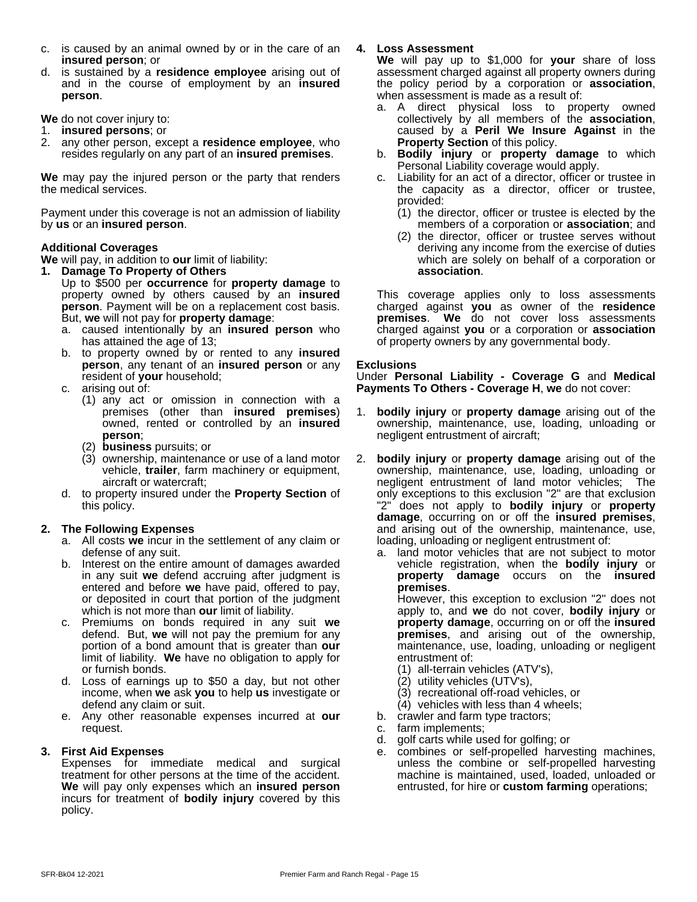c. is caused by an animal owned by or in the care of an **insured person**; or
d. is sustained by a **residence employee** arising out of and in the course of employment by an **insured person**.

**We** do not cover injury to:
1. **insured persons**; or
2. any other person, except a **residence employee**, who resides regularly on any part of an **insured premises**.

**We** may pay the injured person or the party that renders the medical services.

Payment under this coverage is not an admission of liability by **us** or an **insured person**.

**Additional Coverages**
**We** will pay, in addition to **our** limit of liability:

1. **Damage To Property of Others**
   Up to $500 per **occurrence** for **property damage** to property owned by others caused by an **insured person**. Payment will be on a replacement cost basis. But, **we** will not pay for **property damage**:
   a. caused intentionally by an **insured person** who has attained the age of 13;
   b. to property owned by or rented to any **insured person**, any tenant of an **insured person** or any resident of **your** household;
   c. arising out of:
      (1) any act or omission in connection with a premises (other than **insured premises**) owned, rented or controlled by an **insured person**;
      (2) **business** pursuits; or
      (3) ownership, maintenance or use of a land motor vehicle, **trailer**, farm machinery or equipment, aircraft or watercraft;
   d. to property insured under the **Property Section** of this policy.

2. **The Following Expenses**
   a. All costs **we** incur in the settlement of any claim or defense of any suit.
   b. Interest on the entire amount of damages awarded in any suit **we** defend accruing after judgment is entered and before **we** have paid, offered to pay, or deposited in court that portion of the judgment which is not more than **our** limit of liability.
   c. Premiums on bonds required in any suit **we** defend. But, **we** will not pay the premium for any portion of a bond amount that is greater than **our** limit of liability. **We** have no obligation to apply for or furnish bonds.
   d. Loss of earnings up to $50 a day, but not other income, when **we** ask **you** to help **us** investigate or defend any claim or suit.
   e. Any other reasonable expenses incurred at **our** request.

3. **First Aid Expenses**
   Expenses for immediate medical and surgical treatment for other persons at the time of the accident. **We** will pay only expenses which an **insured person** incurs for treatment of **bodily injury** covered by this policy.

4. **Loss Assessment**
   **We** will pay up to $1,000 for **your** share of loss assessment charged against all property owners during the policy period by a corporation or **association**, when assessment is made as a result of:
   a. A direct physical loss to property owned collectively by all members of the **association**, caused by a **Peril We Insure Against** in the **Property Section** of this policy.
   b. **Bodily injury** or **property damage** to which Personal Liability coverage would apply.
   c. Liability for an act of a director, officer or trustee in the capacity as a director, officer or trustee, provided:
      (1) the director, officer or trustee is elected by the members of a corporation or **association**; and
      (2) the director, officer or trustee serves without deriving any income from the exercise of duties which are solely on behalf of a corporation or **association**.

   This coverage applies only to loss assessments charged against **you** as owner of the **residence premises**. **We** do not cover loss assessments charged against **you** or a corporation or **association** of property owners by any governmental body.

**Exclusions**
Under **Personal Liability - Coverage G** and **Medical Payments To Others - Coverage H**, **we** do not cover:

1. **bodily injury** or **property damage** arising out of the ownership, maintenance, use, loading, unloading or negligent entrustment of aircraft;

2. **bodily injury** or **property damage** arising out of the ownership, maintenance, use, loading, unloading or negligent entrustment of land motor vehicles; The only exceptions to this exclusion "2" are that exclusion "2" does not apply to **bodily injury** or **property damage**, occurring on or off the **insured premises**, and arising out of the ownership, maintenance, use, loading, unloading or negligent entrustment of:
   a. land motor vehicles that are not subject to motor vehicle registration, when the **bodily injury** or **property damage** occurs on the **insured premises**.
      However, this exception to exclusion "2" does not apply to, and **we** do not cover, **bodily injury** or **property damage**, occurring on or off the **insured premises**, and arising out of the ownership, maintenance, use, loading, unloading or negligent entrustment of:
      (1) all-terrain vehicles (ATV's),
      (2) utility vehicles (UTV's),
      (3) recreational off-road vehicles, or
      (4) vehicles with less than 4 wheels;
   b. crawler and farm type tractors;
   c. farm implements;
   d. golf carts while used for golfing; or
   e. combines or self-propelled harvesting machines, unless the combine or self-propelled harvesting machine is maintained, used, loaded, unloaded or entrusted, for hire or **custom farming** operations;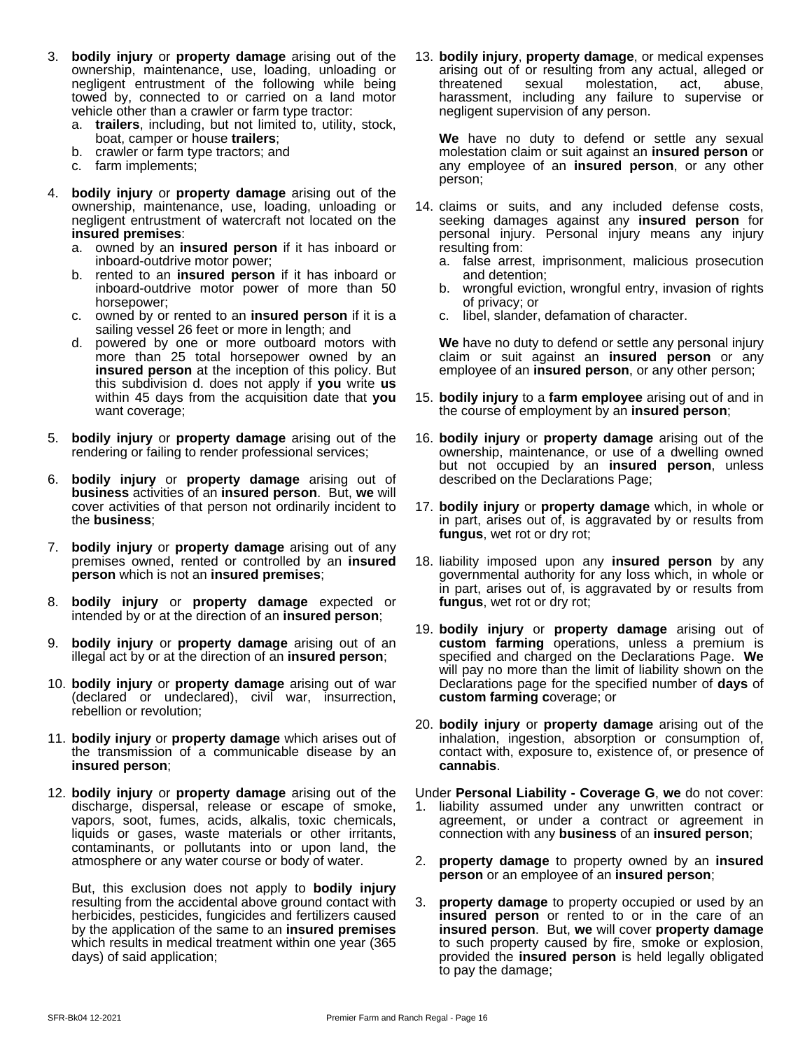3. **bodily injury** or **property damage** arising out of the ownership, maintenance, use, loading, unloading or negligent entrustment of the following while being towed by, connected to or carried on a land motor vehicle other than a crawler or farm type tractor:
   a. **trailers**, including, but not limited to, utility, stock, boat, camper or house **trailers**;
   b. crawler or farm type tractors; and
   c. farm implements;

4. **bodily injury** or **property damage** arising out of the ownership, maintenance, use, loading, unloading or negligent entrustment of watercraft not located on the **insured premises**:
   a. owned by an **insured person** if it has inboard or inboard-outdrive motor power;
   b. rented to an **insured person** if it has inboard or inboard-outdrive motor power of more than 50 horsepower;
   c. owned by or rented to an **insured person** if it is a sailing vessel 26 feet or more in length; and
   d. powered by one or more outboard motors with more than 25 total horsepower owned by an **insured person** at the inception of this policy. But this subdivision d. does not apply if **you** write **us** within 45 days from the acquisition date that **you** want coverage;

5. **bodily injury** or **property damage** arising out of the rendering or failing to render professional services;

6. **bodily injury** or **property damage** arising out of **business** activities of an **insured person**. But, **we** will cover activities of that person not ordinarily incident to the **business**;

7. **bodily injury** or **property damage** arising out of any premises owned, rented or controlled by an **insured person** which is not an **insured premises**;

8. **bodily injury** or **property damage** expected or intended by or at the direction of an **insured person**;

9. **bodily injury** or **property damage** arising out of an illegal act by or at the direction of an **insured person**;

10. **bodily injury** or **property damage** arising out of war (declared or undeclared), civil war, insurrection, rebellion or revolution;

11. **bodily injury** or **property damage** which arises out of the transmission of a communicable disease by an **insured person**;

12. **bodily injury** or **property damage** arising out of the discharge, dispersal, release or escape of smoke, vapors, soot, fumes, acids, alkalis, toxic chemicals, liquids or gases, waste materials or other irritants, contaminants, or pollutants into or upon land, the atmosphere or any water course or body of water.

    But, this exclusion does not apply to **bodily injury** resulting from the accidental above ground contact with herbicides, pesticides, fungicides and fertilizers caused by the application of the same to an **insured premises** which results in medical treatment within one year (365 days) of said application;

13. **bodily injury**, **property damage**, or medical expenses arising out of or resulting from any actual, alleged or threatened sexual molestation, act, abuse, harassment, including any failure to supervise or negligent supervision of any person.

    **We** have no duty to defend or settle any sexual molestation claim or suit against an **insured person** or any employee of an **insured person**, or any other person;

14. claims or suits, and any included defense costs, seeking damages against any **insured person** for personal injury. Personal injury means any injury resulting from:
    a. false arrest, imprisonment, malicious prosecution and detention;
    b. wrongful eviction, wrongful entry, invasion of rights of privacy; or
    c. libel, slander, defamation of character.

    **We** have no duty to defend or settle any personal injury claim or suit against an **insured person** or any employee of an **insured person**, or any other person;

15. **bodily injury** to a **farm employee** arising out of and in the course of employment by an **insured person**;

16. **bodily injury** or **property damage** arising out of the ownership, maintenance, or use of a dwelling owned but not occupied by an **insured person**, unless described on the Declarations Page;

17. **bodily injury** or **property damage** which, in whole or in part, arises out of, is aggravated by or results from **fungus**, wet rot or dry rot;

18. liability imposed upon any **insured person** by any governmental authority for any loss which, in whole or in part, arises out of, is aggravated by or results from **fungus**, wet rot or dry rot;

19. **bodily injury** or **property damage** arising out of **custom farming** operations, unless a premium is specified and charged on the Declarations Page. **We** will pay no more than the limit of liability shown on the Declarations page for the specified number of **days** of **custom farming c**overage; or

20. **bodily injury** or **property damage** arising out of the inhalation, ingestion, absorption or consumption of, contact with, exposure to, existence of, or presence of **cannabis**.

Under **Personal Liability - Coverage G**, **we** do not cover:

1. liability assumed under any unwritten contract or agreement, or under a contract or agreement in connection with any **business** of an **insured person**;

2. **property damage** to property owned by an **insured person** or an employee of an **insured person**;

3. **property damage** to property occupied or used by an **insured person** or rented to or in the care of an **insured person**. But, **we** will cover **property damage** to such property caused by fire, smoke or explosion, provided the **insured person** is held legally obligated to pay the damage;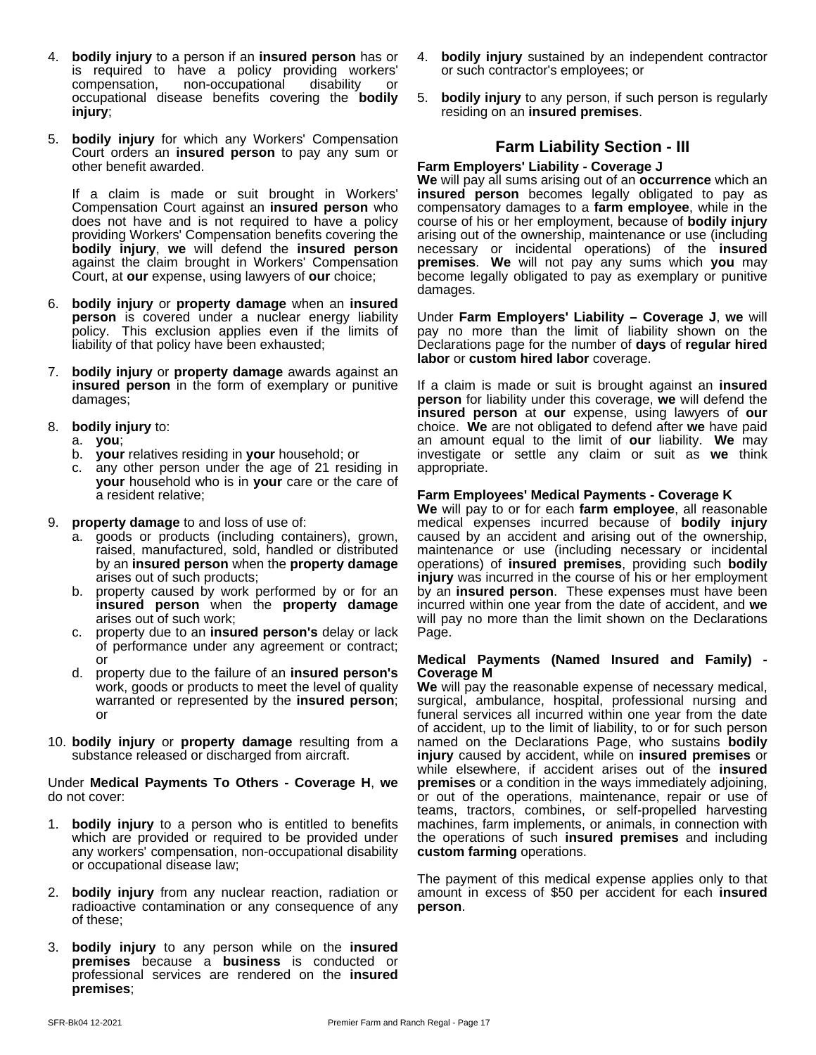4. **bodily injury** to a person if an **insured person** has or is required to have a policy providing workers' compensation, non-occupational disability or occupational disease benefits covering the **bodily injury**;

5. **bodily injury** for which any Workers' Compensation Court orders an **insured person** to pay any sum or other benefit awarded.

   If a claim is made or suit brought in Workers' Compensation Court against an **insured person** who does not have and is not required to have a policy providing Workers' Compensation benefits covering the **bodily injury**, **we** will defend the **insured person** against the claim brought in Workers' Compensation Court, at **our** expense, using lawyers of **our** choice;

6. **bodily injury** or **property damage** when an **insured person** is covered under a nuclear energy liability policy. This exclusion applies even if the limits of liability of that policy have been exhausted;

7. **bodily injury** or **property damage** awards against an **insured person** in the form of exemplary or punitive damages;

8. **bodily injury** to:
   a. **you**;
   b. **your** relatives residing in **your** household; or
   c. any other person under the age of 21 residing in **your** household who is in **your** care or the care of a resident relative;

9. **property damage** to and loss of use of:
   a. goods or products (including containers), grown, raised, manufactured, sold, handled or distributed by an **insured person** when the **property damage** arises out of such products;
   b. property caused by work performed by or for an **insured person** when the **property damage** arises out of such work;
   c. property due to an **insured person's** delay or lack of performance under any agreement or contract; or
   d. property due to the failure of an **insured person's** work, goods or products to meet the level of quality warranted or represented by the **insured person**; or

10. **bodily injury** or **property damage** resulting from a substance released or discharged from aircraft.

Under **Medical Payments To Others - Coverage H**, **we** do not cover:

1. **bodily injury** to a person who is entitled to benefits which are provided or required to be provided under any workers' compensation, non-occupational disability or occupational disease law;

2. **bodily injury** from any nuclear reaction, radiation or radioactive contamination or any consequence of any of these;

3. **bodily injury** to any person while on the **insured premises** because a **business** is conducted or professional services are rendered on the **insured premises**;

4. **bodily injury** sustained by an independent contractor or such contractor's employees; or

5. **bodily injury** to any person, if such person is regularly residing on an **insured premises**.

## Farm Liability Section - III

**Farm Employers' Liability - Coverage J**

**We** will pay all sums arising out of an **occurrence** which an **insured person** becomes legally obligated to pay as compensatory damages to a **farm employee**, while in the course of his or her employment, because of **bodily injury** arising out of the ownership, maintenance or use (including necessary or incidental operations) of the **insured premises**. **We** will not pay any sums which **you** may become legally obligated to pay as exemplary or punitive damages.

Under **Farm Employers' Liability – Coverage J**, **we** will pay no more than the limit of liability shown on the Declarations page for the number of **days** of **regular hired labor** or **custom hired labor** coverage.

If a claim is made or suit is brought against an **insured person** for liability under this coverage, **we** will defend the **insured person** at **our** expense, using lawyers of **our** choice. **We** are not obligated to defend after **we** have paid an amount equal to the limit of **our** liability. **We** may investigate or settle any claim or suit as **we** think appropriate.

**Farm Employees' Medical Payments - Coverage K**

**We** will pay to or for each **farm employee**, all reasonable medical expenses incurred because of **bodily injury** caused by an accident and arising out of the ownership, maintenance or use (including necessary or incidental operations) of **insured premises**, providing such **bodily injury** was incurred in the course of his or her employment by an **insured person**. These expenses must have been incurred within one year from the date of accident, and **we** will pay no more than the limit shown on the Declarations Page.

**Medical Payments (Named Insured and Family) - Coverage M**

**We** will pay the reasonable expense of necessary medical, surgical, ambulance, hospital, professional nursing and funeral services all incurred within one year from the date of accident, up to the limit of liability, to or for such person named on the Declarations Page, who sustains **bodily injury** caused by accident, while on **insured premises** or while elsewhere, if accident arises out of the **insured premises** or a condition in the ways immediately adjoining, or out of the operations, maintenance, repair or use of teams, tractors, combines, or self-propelled harvesting machines, farm implements, or animals, in connection with the operations of such **insured premises** and including **custom farming** operations.

The payment of this medical expense applies only to that amount in excess of $50 per accident for each **insured person**.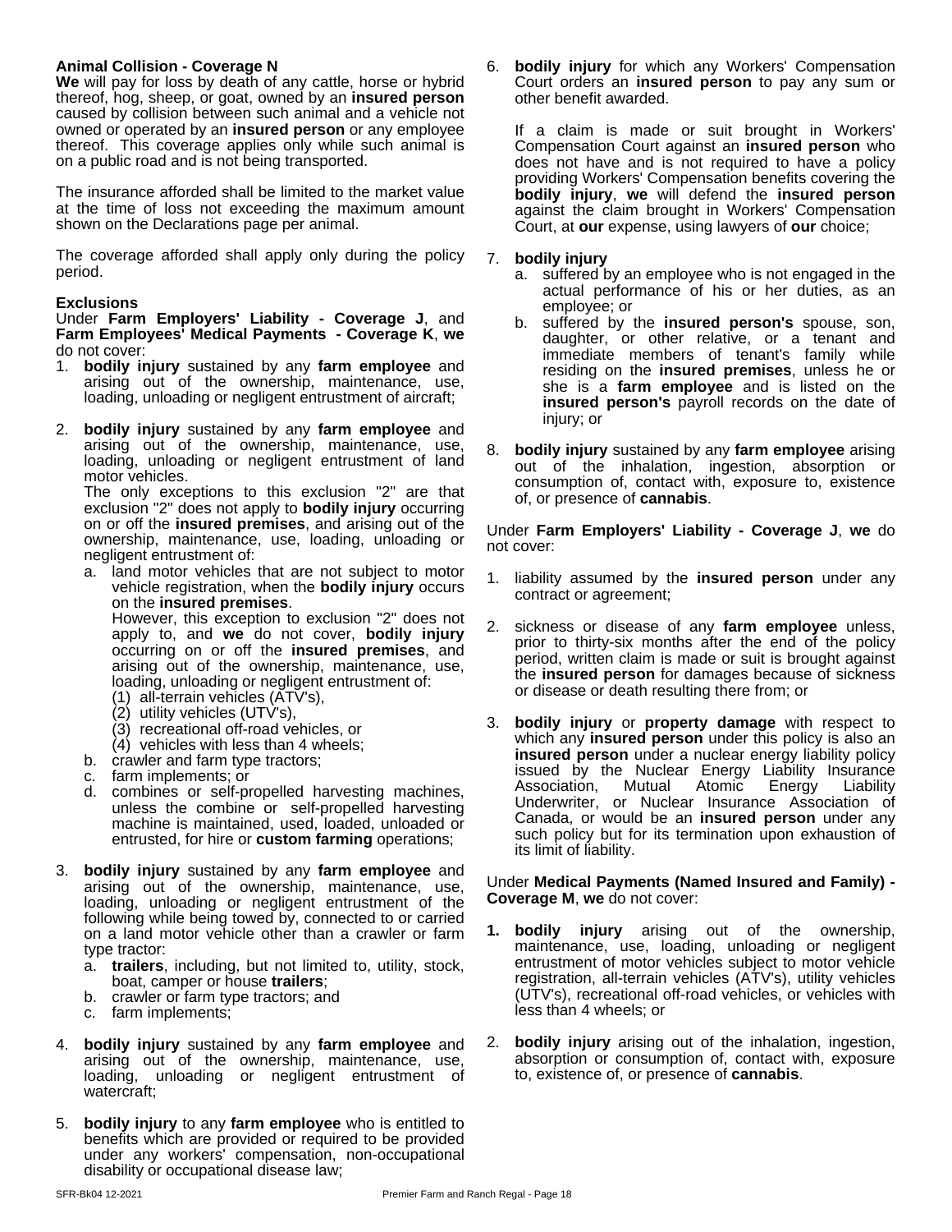**Animal Collision - Coverage N**
**We** will pay for loss by death of any cattle, horse or hybrid thereof, hog, sheep, or goat, owned by an **insured person** caused by collision between such animal and a vehicle not owned or operated by an **insured person** or any employee thereof. This coverage applies only while such animal is on a public road and is not being transported.

The insurance afforded shall be limited to the market value at the time of loss not exceeding the maximum amount shown on the Declarations page per animal.

The coverage afforded shall apply only during the policy period.

**Exclusions**
Under **Farm Employers' Liability - Coverage J**, and **Farm Employees' Medical Payments - Coverage K**, **we** do not cover:

1. **bodily injury** sustained by any **farm employee** and arising out of the ownership, maintenance, use, loading, unloading or negligent entrustment of aircraft;

2. **bodily injury** sustained by any **farm employee** and arising out of the ownership, maintenance, use, loading, unloading or negligent entrustment of land motor vehicles.
   The only exceptions to this exclusion "2" are that exclusion "2" does not apply to **bodily injury** occurring on or off the **insured premises**, and arising out of the ownership, maintenance, use, loading, unloading or negligent entrustment of:
   a. land motor vehicles that are not subject to motor vehicle registration, when the **bodily injury** occurs on the **insured premises**.
      However, this exception to exclusion "2" does not apply to, and **we** do not cover, **bodily injury** occurring on or off the **insured premises**, and arising out of the ownership, maintenance, use, loading, unloading or negligent entrustment of:
      (1) all-terrain vehicles (ATV's),
      (2) utility vehicles (UTV's),
      (3) recreational off-road vehicles, or
      (4) vehicles with less than 4 wheels;
   b. crawler and farm type tractors;
   c. farm implements; or
   d. combines or self-propelled harvesting machines, unless the combine or self-propelled harvesting machine is maintained, used, loaded, unloaded or entrusted, for hire or **custom farming** operations;

3. **bodily injury** sustained by any **farm employee** and arising out of the ownership, maintenance, use, loading, unloading or negligent entrustment of the following while being towed by, connected to or carried on a land motor vehicle other than a crawler or farm type tractor:
   a. **trailers**, including, but not limited to, utility, stock, boat, camper or house **trailers**;
   b. crawler or farm type tractors; and
   c. farm implements;

4. **bodily injury** sustained by any **farm employee** and arising out of the ownership, maintenance, use, loading, unloading or negligent entrustment of watercraft;

5. **bodily injury** to any **farm employee** who is entitled to benefits which are provided or required to be provided under any workers' compensation, non-occupational disability or occupational disease law;

6. **bodily injury** for which any Workers' Compensation Court orders an **insured person** to pay any sum or other benefit awarded.

   If a claim is made or suit brought in Workers' Compensation Court against an **insured person** who does not have and is not required to have a policy providing Workers' Compensation benefits covering the **bodily injury**, **we** will defend the **insured person** against the claim brought in Workers' Compensation Court, at **our** expense, using lawyers of **our** choice;

7. **bodily injury**
   a. suffered by an employee who is not engaged in the actual performance of his or her duties, as an employee; or
   b. suffered by the **insured person's** spouse, son, daughter, or other relative, or a tenant and immediate members of tenant's family while residing on the **insured premises**, unless he or she is a **farm employee** and is listed on the **insured person's** payroll records on the date of injury; or

8. **bodily injury** sustained by any **farm employee** arising out of the inhalation, ingestion, absorption or consumption of, contact with, exposure to, existence of, or presence of **cannabis**.

Under **Farm Employers' Liability - Coverage J**, **we** do not cover:

1. liability assumed by the **insured person** under any contract or agreement;

2. sickness or disease of any **farm employee** unless, prior to thirty-six months after the end of the policy period, written claim is made or suit is brought against the **insured person** for damages because of sickness or disease or death resulting there from; or

3. **bodily injury** or **property damage** with respect to which any **insured person** under this policy is also an **insured person** under a nuclear energy liability policy issued by the Nuclear Energy Liability Insurance Association, Mutual Atomic Energy Liability Underwriter, or Nuclear Insurance Association of Canada, or would be an **insured person** under any such policy but for its termination upon exhaustion of its limit of liability.

Under **Medical Payments (Named Insured and Family) - Coverage M**, **we** do not cover:

1. **bodily injury** arising out of the ownership, maintenance, use, loading, unloading or negligent entrustment of motor vehicles subject to motor vehicle registration, all-terrain vehicles (ATV's), utility vehicles (UTV's), recreational off-road vehicles, or vehicles with less than 4 wheels; or

2. **bodily injury** arising out of the inhalation, ingestion, absorption or consumption of, contact with, exposure to, existence of, or presence of **cannabis**.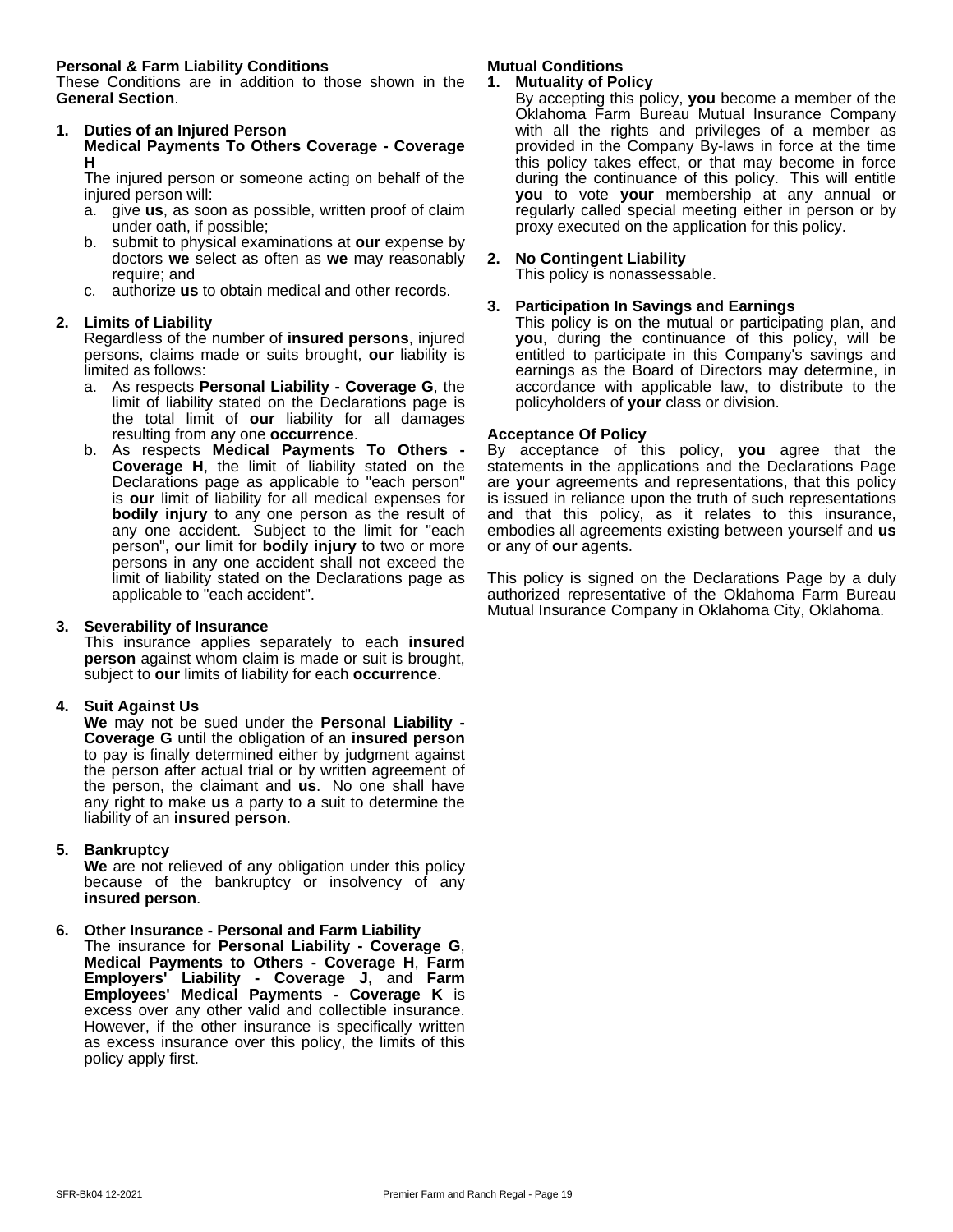## Personal & Farm Liability Conditions

These Conditions are in addition to those shown in the **General Section**.

### 1. Duties of an Injured Person

**Medical Payments To Others Coverage - Coverage H**

The injured person or someone acting on behalf of the injured person will:

a. give **us**, as soon as possible, written proof of claim under oath, if possible;

b. submit to physical examinations at **our** expense by doctors **we** select as often as **we** may reasonably require; and

c. authorize **us** to obtain medical and other records.

### 2. Limits of Liability

Regardless of the number of **insured persons**, injured persons, claims made or suits brought, **our** liability is limited as follows:

a. As respects **Personal Liability - Coverage G**, the limit of liability stated on the Declarations page is the total limit of **our** liability for all damages resulting from any one **occurrence**.

b. As respects **Medical Payments To Others - Coverage H**, the limit of liability stated on the Declarations page as applicable to "each person" is **our** limit of liability for all medical expenses for **bodily injury** to any one person as the result of any one accident. Subject to the limit for "each person", **our** limit for **bodily injury** to two or more persons in any one accident shall not exceed the limit of liability stated on the Declarations page as applicable to "each accident".

### 3. Severability of Insurance

This insurance applies separately to each **insured person** against whom claim is made or suit is brought, subject to **our** limits of liability for each **occurrence**.

### 4. Suit Against Us

**We** may not be sued under the **Personal Liability - Coverage G** until the obligation of an **insured person** to pay is finally determined either by judgment against the person after actual trial or by written agreement of the person, the claimant and **us**. No one shall have any right to make **us** a party to a suit to determine the liability of an **insured person**.

### 5. Bankruptcy

**We** are not relieved of any obligation under this policy because of the bankruptcy or insolvency of any **insured person**.

### 6. Other Insurance - Personal and Farm Liability

The insurance for **Personal Liability - Coverage G**, **Medical Payments to Others - Coverage H**, **Farm Employers' Liability - Coverage J**, and **Farm Employees' Medical Payments - Coverage K** is excess over any other valid and collectible insurance. However, if the other insurance is specifically written as excess insurance over this policy, the limits of this policy apply first.

## Mutual Conditions

### 1. Mutuality of Policy

By accepting this policy, **you** become a member of the Oklahoma Farm Bureau Mutual Insurance Company with all the rights and privileges of a member as provided in the Company By-laws in force at the time this policy takes effect, or that may become in force during the continuance of this policy. This will entitle **you** to vote **your** membership at any annual or regularly called special meeting either in person or by proxy executed on the application for this policy.

### 2. No Contingent Liability

This policy is nonassessable.

### 3. Participation In Savings and Earnings

This policy is on the mutual or participating plan, and **you**, during the continuance of this policy, will be entitled to participate in this Company's savings and earnings as the Board of Directors may determine, in accordance with applicable law, to distribute to the policyholders of **your** class or division.

## Acceptance Of Policy

By acceptance of this policy, **you** agree that the statements in the applications and the Declarations Page are **your** agreements and representations, that this policy is issued in reliance upon the truth of such representations and that this policy, as it relates to this insurance, embodies all agreements existing between yourself and **us** or any of **our** agents.

This policy is signed on the Declarations Page by a duly authorized representative of the Oklahoma Farm Bureau Mutual Insurance Company in Oklahoma City, Oklahoma.